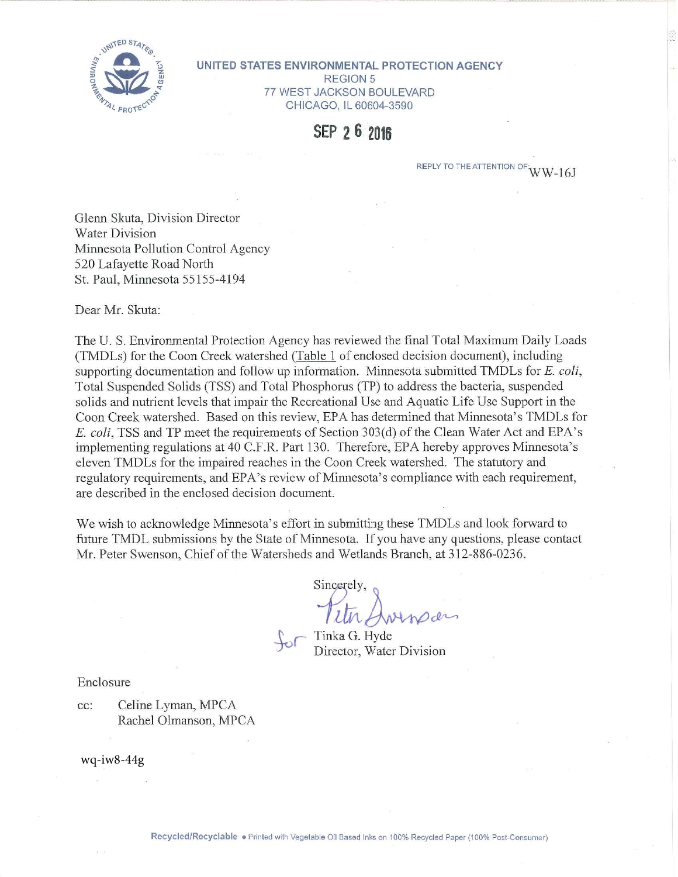**UNITED STATES ENVIRONMENTAL PROTECTION AGENCY**
REGION 5
77 WEST JACKSON BOULEVARD
CHICAGO, IL 60604-3590

**SEP 26 2016**

REPLY TO THE ATTENTION OF: WW-16J

Glenn Skuta, Division Director
Water Division
Minnesota Pollution Control Agency
520 Lafayette Road North
St. Paul, Minnesota 55155-4194

Dear Mr. Skuta:

The U. S. Environmental Protection Agency has reviewed the final Total Maximum Daily Loads (TMDLs) for the Coon Creek watershed (Table 1 of enclosed decision document), including supporting documentation and follow up information. Minnesota submitted TMDLs for *E. coli*, Total Suspended Solids (TSS) and Total Phosphorus (TP) to address the bacteria, suspended solids and nutrient levels that impair the Recreational Use and Aquatic Life Use Support in the Coon Creek watershed. Based on this review, EPA has determined that Minnesota's TMDLs for *E. coli*, TSS and TP meet the requirements of Section 303(d) of the Clean Water Act and EPA's implementing regulations at 40 C.F.R. Part 130. Therefore, EPA hereby approves Minnesota's eleven TMDLs for the impaired reaches in the Coon Creek watershed. The statutory and regulatory requirements, and EPA's review of Minnesota's compliance with each requirement, are described in the enclosed decision document.

We wish to acknowledge Minnesota's effort in submitting these TMDLs and look forward to future TMDL submissions by the State of Minnesota. If you have any questions, please contact Mr. Peter Swenson, Chief of the Watersheds and Wetlands Branch, at 312-886-0236.

Sincerely,

Peter Swenson

for Tinka G. Hyde
Director, Water Division

Enclosure

cc: Celine Lyman, MPCA
Rachel Olmanson, MPCA

wq-iw8-44g

Recycled/Recyclable • Printed with Vegetable Oil Based Inks on 100% Recycled Paper (100% Post-Consumer)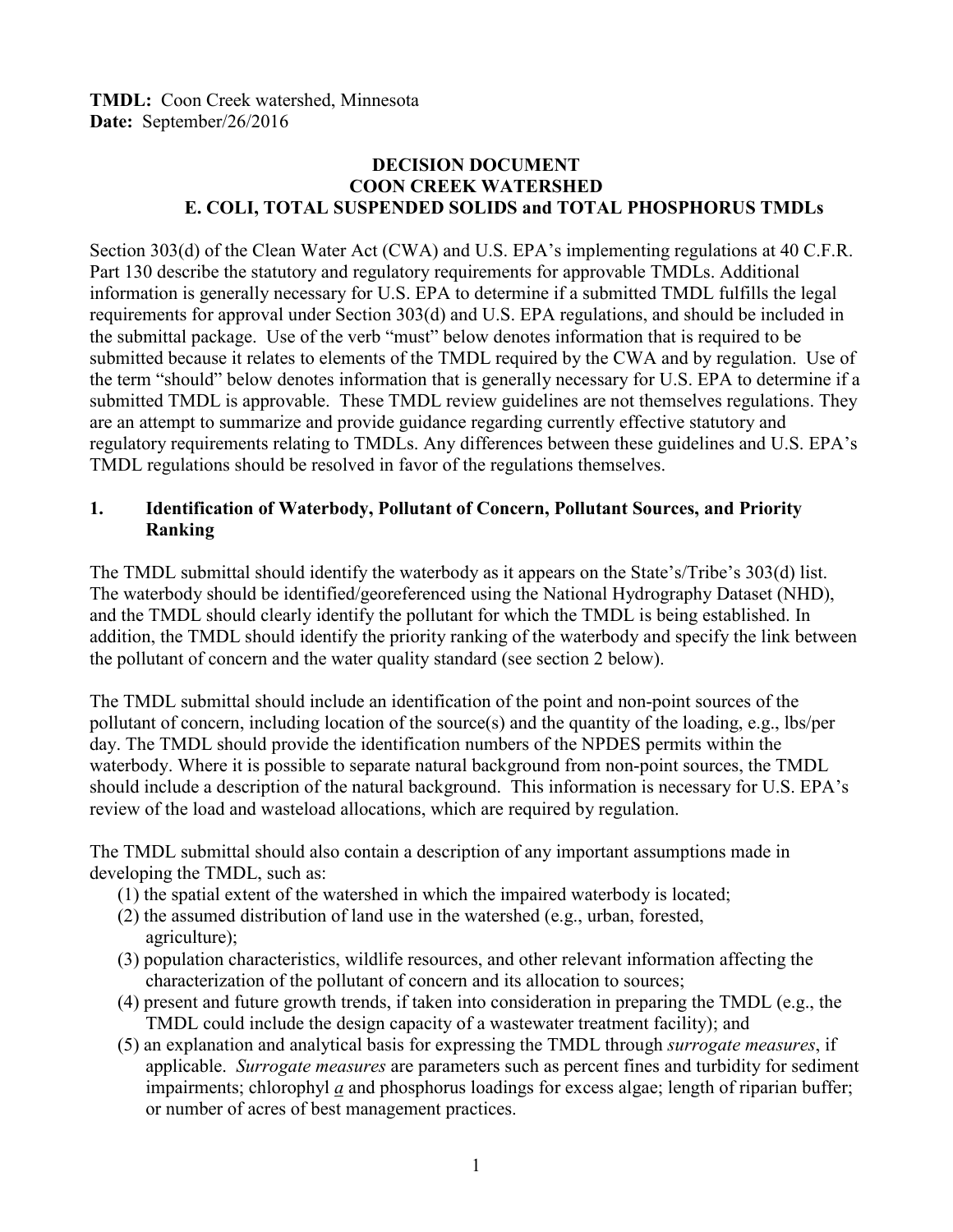**TMDL:** Coon Creek watershed, Minnesota
**Date:** September/26/2016

# DECISION DOCUMENT
# COON CREEK WATERSHED
# E. COLI, TOTAL SUSPENDED SOLIDS and TOTAL PHOSPHORUS TMDLs

Section 303(d) of the Clean Water Act (CWA) and U.S. EPA's implementing regulations at 40 C.F.R. Part 130 describe the statutory and regulatory requirements for approvable TMDLs. Additional information is generally necessary for U.S. EPA to determine if a submitted TMDL fulfills the legal requirements for approval under Section 303(d) and U.S. EPA regulations, and should be included in the submittal package. Use of the verb "must" below denotes information that is required to be submitted because it relates to elements of the TMDL required by the CWA and by regulation. Use of the term "should" below denotes information that is generally necessary for U.S. EPA to determine if a submitted TMDL is approvable. These TMDL review guidelines are not themselves regulations. They are an attempt to summarize and provide guidance regarding currently effective statutory and regulatory requirements relating to TMDLs. Any differences between these guidelines and U.S. EPA's TMDL regulations should be resolved in favor of the regulations themselves.

## 1. Identification of Waterbody, Pollutant of Concern, Pollutant Sources, and Priority Ranking

The TMDL submittal should identify the waterbody as it appears on the State's/Tribe's 303(d) list. The waterbody should be identified/georeferenced using the National Hydrography Dataset (NHD), and the TMDL should clearly identify the pollutant for which the TMDL is being established. In addition, the TMDL should identify the priority ranking of the waterbody and specify the link between the pollutant of concern and the water quality standard (see section 2 below).

The TMDL submittal should include an identification of the point and non-point sources of the pollutant of concern, including location of the source(s) and the quantity of the loading, e.g., lbs/per day. The TMDL should provide the identification numbers of the NPDES permits within the waterbody. Where it is possible to separate natural background from non-point sources, the TMDL should include a description of the natural background. This information is necessary for U.S. EPA's review of the load and wasteload allocations, which are required by regulation.

The TMDL submittal should also contain a description of any important assumptions made in developing the TMDL, such as:

(1) the spatial extent of the watershed in which the impaired waterbody is located;
(2) the assumed distribution of land use in the watershed (e.g., urban, forested, agriculture);
(3) population characteristics, wildlife resources, and other relevant information affecting the characterization of the pollutant of concern and its allocation to sources;
(4) present and future growth trends, if taken into consideration in preparing the TMDL (e.g., the TMDL could include the design capacity of a wastewater treatment facility); and
(5) an explanation and analytical basis for expressing the TMDL through *surrogate measures*, if applicable. *Surrogate measures* are parameters such as percent fines and turbidity for sediment impairments; chlorophyll *a* and phosphorus loadings for excess algae; length of riparian buffer; or number of acres of best management practices.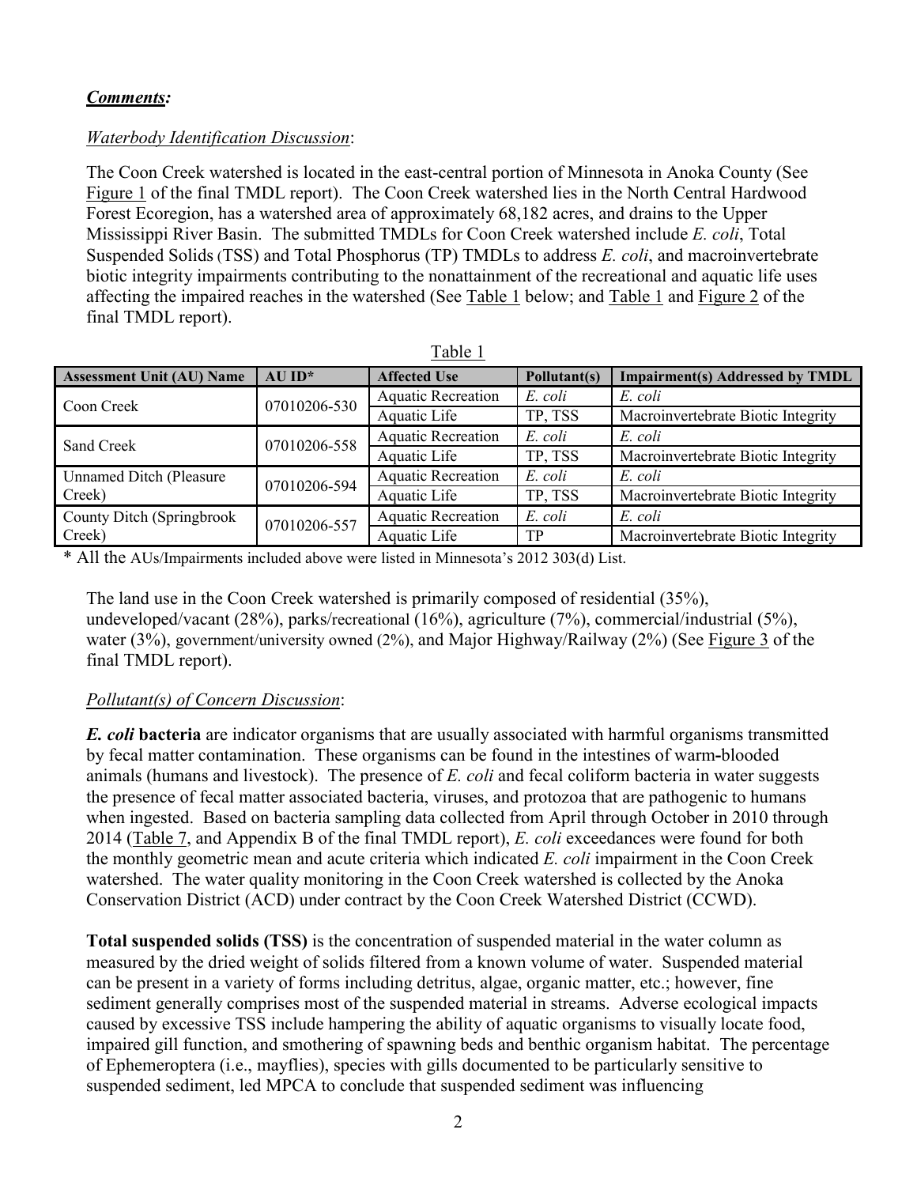***Comments:***

*Waterbody Identification Discussion*:

The Coon Creek watershed is located in the east-central portion of Minnesota in Anoka County (See Figure 1 of the final TMDL report). The Coon Creek watershed lies in the North Central Hardwood Forest Ecoregion, has a watershed area of approximately 68,182 acres, and drains to the Upper Mississippi River Basin. The submitted TMDLs for Coon Creek watershed include *E. coli*, Total Suspended Solids (TSS) and Total Phosphorus (TP) TMDLs to address *E. coli*, and macroinvertebrate biotic integrity impairments contributing to the nonattainment of the recreational and aquatic life uses affecting the impaired reaches in the watershed (See Table 1 below; and Table 1 and Figure 2 of the final TMDL report).

Table 1

| Assessment Unit (AU) Name | AU ID* | Affected Use | Pollutant(s) | Impairment(s) Addressed by TMDL |
|---|---|---|---|---|
| Coon Creek | 07010206-530 | Aquatic Recreation | *E. coli* | *E. coli* |
| | | Aquatic Life | TP, TSS | Macroinvertebrate Biotic Integrity |
| Sand Creek | 07010206-558 | Aquatic Recreation | *E. coli* | *E. coli* |
| | | Aquatic Life | TP, TSS | Macroinvertebrate Biotic Integrity |
| Unnamed Ditch (Pleasure Creek) | 07010206-594 | Aquatic Recreation | *E. coli* | *E. coli* |
| | | Aquatic Life | TP, TSS | Macroinvertebrate Biotic Integrity |
| County Ditch (Springbrook Creek) | 07010206-557 | Aquatic Recreation | *E. coli* | *E. coli* |
| | | Aquatic Life | TP | Macroinvertebrate Biotic Integrity |

\* All the AUs/Impairments included above were listed in Minnesota's 2012 303(d) List.

The land use in the Coon Creek watershed is primarily composed of residential (35%), undeveloped/vacant (28%), parks/recreational (16%), agriculture (7%), commercial/industrial (5%), water (3%), government/university owned (2%), and Major Highway/Railway (2%) (See Figure 3 of the final TMDL report).

*Pollutant(s) of Concern Discussion*:

***E. coli* bacteria** are indicator organisms that are usually associated with harmful organisms transmitted by fecal matter contamination. These organisms can be found in the intestines of warm-blooded animals (humans and livestock). The presence of *E. coli* and fecal coliform bacteria in water suggests the presence of fecal matter associated bacteria, viruses, and protozoa that are pathogenic to humans when ingested. Based on bacteria sampling data collected from April through October in 2010 through 2014 (Table 7, and Appendix B of the final TMDL report), *E. coli* exceedances were found for both the monthly geometric mean and acute criteria which indicated *E. coli* impairment in the Coon Creek watershed. The water quality monitoring in the Coon Creek watershed is collected by the Anoka Conservation District (ACD) under contract by the Coon Creek Watershed District (CCWD).

**Total suspended solids (TSS)** is the concentration of suspended material in the water column as measured by the dried weight of solids filtered from a known volume of water. Suspended material can be present in a variety of forms including detritus, algae, organic matter, etc.; however, fine sediment generally comprises most of the suspended material in streams. Adverse ecological impacts caused by excessive TSS include hampering the ability of aquatic organisms to visually locate food, impaired gill function, and smothering of spawning beds and benthic organism habitat. The percentage of Ephemeroptera (i.e., mayflies), species with gills documented to be particularly sensitive to suspended sediment, led MPCA to conclude that suspended sediment was influencing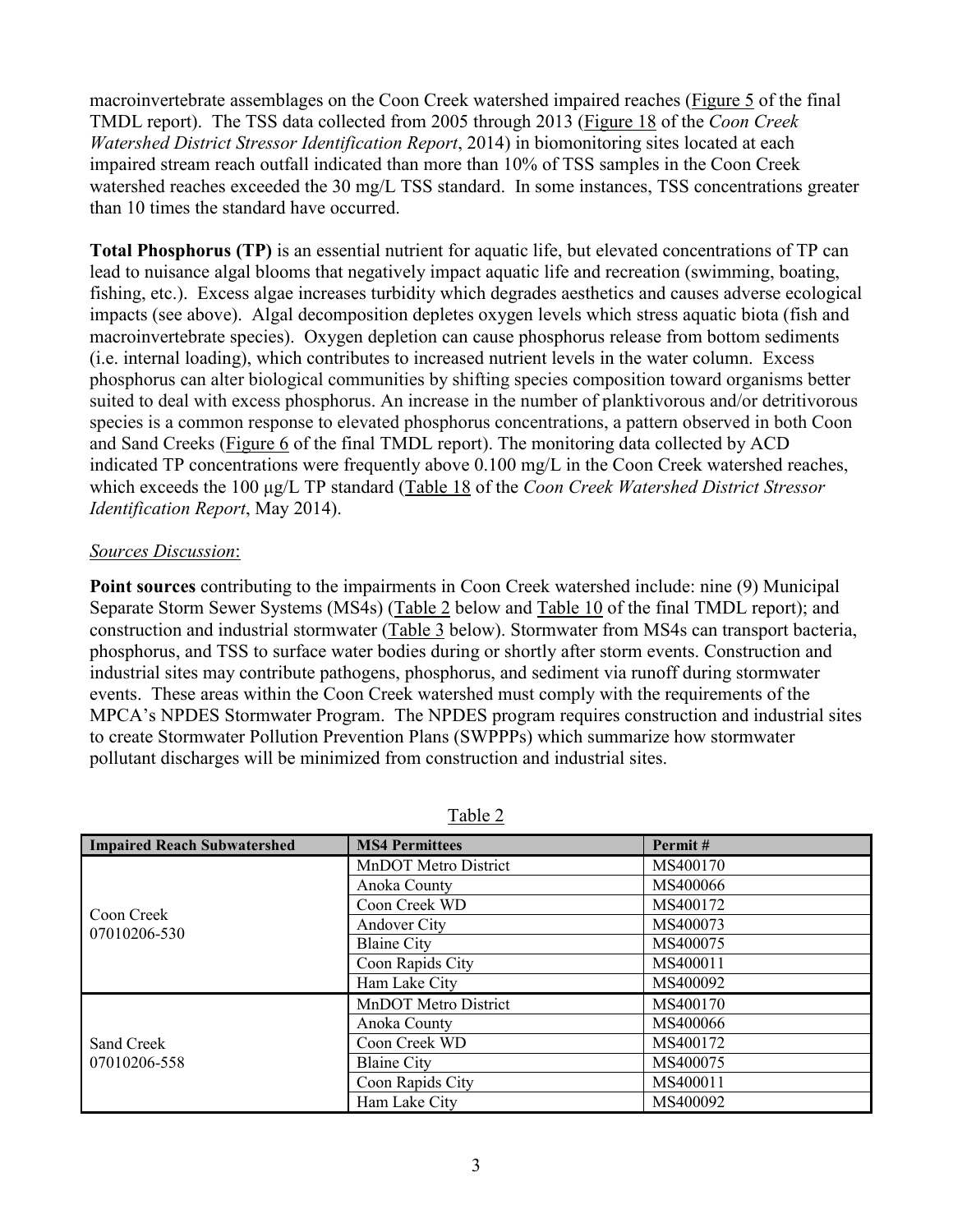macroinvertebrate assemblages on the Coon Creek watershed impaired reaches (Figure 5 of the final TMDL report). The TSS data collected from 2005 through 2013 (Figure 18 of the *Coon Creek Watershed District Stressor Identification Report*, 2014) in biomonitoring sites located at each impaired stream reach outfall indicated than more than 10% of TSS samples in the Coon Creek watershed reaches exceeded the 30 mg/L TSS standard. In some instances, TSS concentrations greater than 10 times the standard have occurred.

**Total Phosphorus (TP)** is an essential nutrient for aquatic life, but elevated concentrations of TP can lead to nuisance algal blooms that negatively impact aquatic life and recreation (swimming, boating, fishing, etc.). Excess algae increases turbidity which degrades aesthetics and causes adverse ecological impacts (see above). Algal decomposition depletes oxygen levels which stress aquatic biota (fish and macroinvertebrate species). Oxygen depletion can cause phosphorus release from bottom sediments (i.e. internal loading), which contributes to increased nutrient levels in the water column. Excess phosphorus can alter biological communities by shifting species composition toward organisms better suited to deal with excess phosphorus. An increase in the number of planktivorous and/or detritivorous species is a common response to elevated phosphorus concentrations, a pattern observed in both Coon and Sand Creeks (Figure 6 of the final TMDL report). The monitoring data collected by ACD indicated TP concentrations were frequently above 0.100 mg/L in the Coon Creek watershed reaches, which exceeds the 100 µg/L TP standard (Table 18 of the *Coon Creek Watershed District Stressor Identification Report*, May 2014).

*Sources Discussion*:

**Point sources** contributing to the impairments in Coon Creek watershed include: nine (9) Municipal Separate Storm Sewer Systems (MS4s) (Table 2 below and Table 10 of the final TMDL report); and construction and industrial stormwater (Table 3 below). Stormwater from MS4s can transport bacteria, phosphorus, and TSS to surface water bodies during or shortly after storm events. Construction and industrial sites may contribute pathogens, phosphorus, and sediment via runoff during stormwater events. These areas within the Coon Creek watershed must comply with the requirements of the MPCA's NPDES Stormwater Program. The NPDES program requires construction and industrial sites to create Stormwater Pollution Prevention Plans (SWPPPs) which summarize how stormwater pollutant discharges will be minimized from construction and industrial sites.

Table 2

| Impaired Reach Subwatershed | MS4 Permittees | Permit # |
|---|---|---|
| Coon Creek 07010206-530 | MnDOT Metro District | MS400170 |
| | Anoka County | MS400066 |
| | Coon Creek WD | MS400172 |
| | Andover City | MS400073 |
| | Blaine City | MS400075 |
| | Coon Rapids City | MS400011 |
| | Ham Lake City | MS400092 |
| Sand Creek 07010206-558 | MnDOT Metro District | MS400170 |
| | Anoka County | MS400066 |
| | Coon Creek WD | MS400172 |
| | Blaine City | MS400075 |
| | Coon Rapids City | MS400011 |
| | Ham Lake City | MS400092 |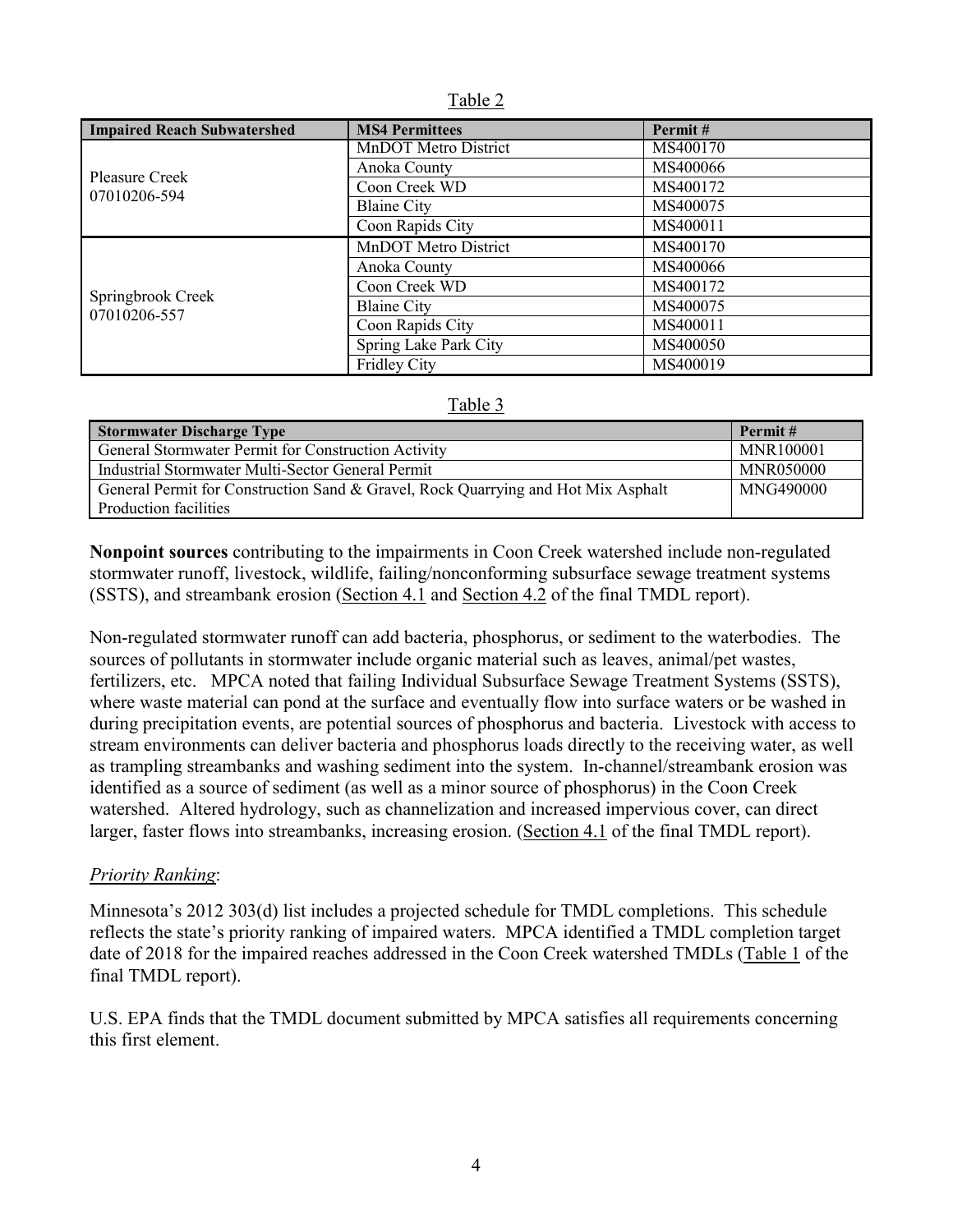Table 2

| Impaired Reach Subwatershed | MS4 Permittees | Permit # |
|---|---|---|
| Pleasure Creek 07010206-594 | MnDOT Metro District | MS400170 |
| | Anoka County | MS400066 |
| | Coon Creek WD | MS400172 |
| | Blaine City | MS400075 |
| | Coon Rapids City | MS400011 |
| Springbrook Creek 07010206-557 | MnDOT Metro District | MS400170 |
| | Anoka County | MS400066 |
| | Coon Creek WD | MS400172 |
| | Blaine City | MS400075 |
| | Coon Rapids City | MS400011 |
| | Spring Lake Park City | MS400050 |
| | Fridley City | MS400019 |

Table 3

| Stormwater Discharge Type | Permit # |
|---|---|
| General Stormwater Permit for Construction Activity | MNR100001 |
| Industrial Stormwater Multi-Sector General Permit | MNR050000 |
| General Permit for Construction Sand & Gravel, Rock Quarrying and Hot Mix Asphalt Production facilities | MNG490000 |

**Nonpoint sources** contributing to the impairments in Coon Creek watershed include non-regulated stormwater runoff, livestock, wildlife, failing/nonconforming subsurface sewage treatment systems (SSTS), and streambank erosion (Section 4.1 and Section 4.2 of the final TMDL report).

Non-regulated stormwater runoff can add bacteria, phosphorus, or sediment to the waterbodies. The sources of pollutants in stormwater include organic material such as leaves, animal/pet wastes, fertilizers, etc. MPCA noted that failing Individual Subsurface Sewage Treatment Systems (SSTS), where waste material can pond at the surface and eventually flow into surface waters or be washed in during precipitation events, are potential sources of phosphorus and bacteria. Livestock with access to stream environments can deliver bacteria and phosphorus loads directly to the receiving water, as well as trampling streambanks and washing sediment into the system. In-channel/streambank erosion was identified as a source of sediment (as well as a minor source of phosphorus) in the Coon Creek watershed. Altered hydrology, such as channelization and increased impervious cover, can direct larger, faster flows into streambanks, increasing erosion. (Section 4.1 of the final TMDL report).

*Priority Ranking*:

Minnesota's 2012 303(d) list includes a projected schedule for TMDL completions. This schedule reflects the state's priority ranking of impaired waters. MPCA identified a TMDL completion target date of 2018 for the impaired reaches addressed in the Coon Creek watershed TMDLs (Table 1 of the final TMDL report).

U.S. EPA finds that the TMDL document submitted by MPCA satisfies all requirements concerning this first element.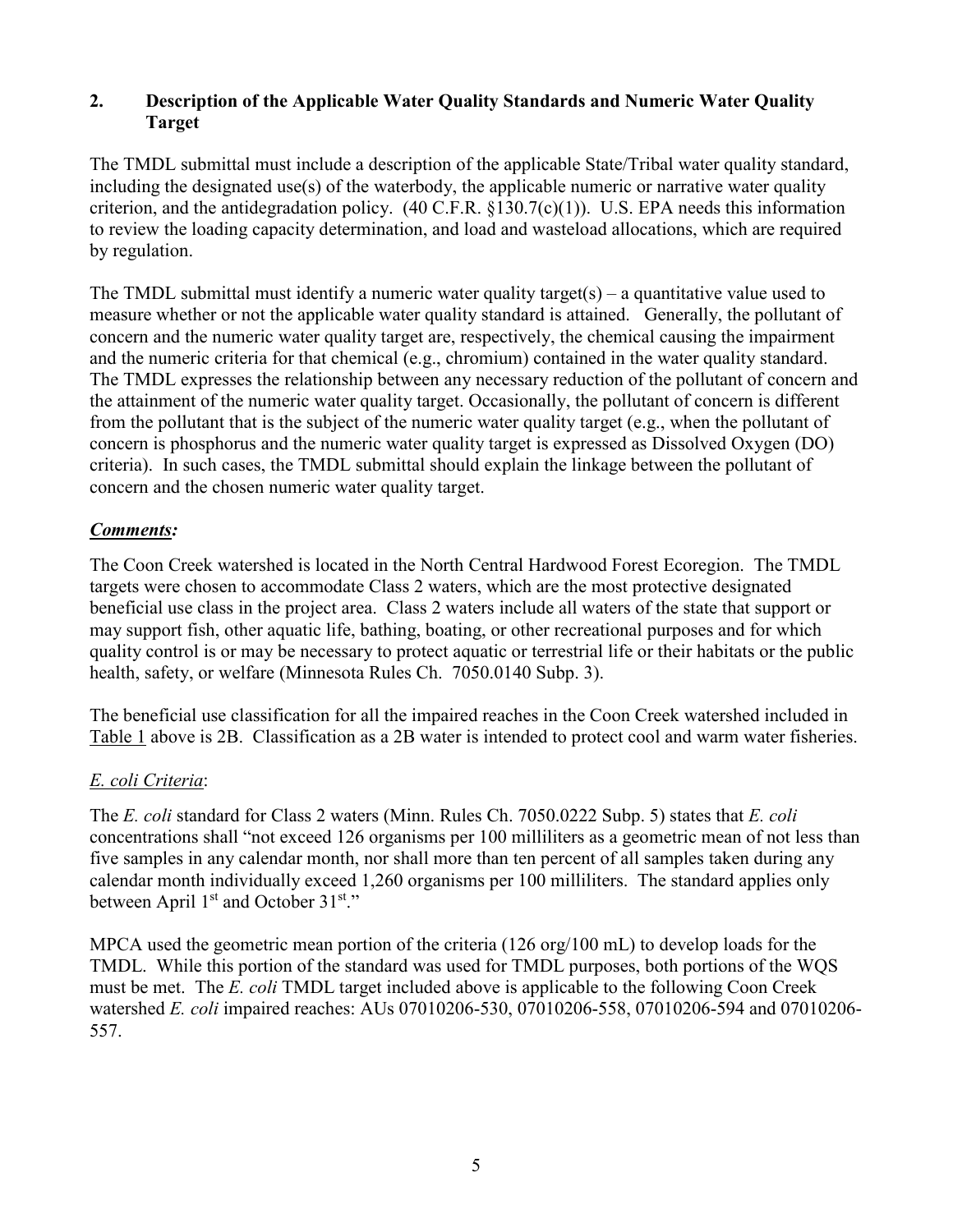## 2. Description of the Applicable Water Quality Standards and Numeric Water Quality Target

The TMDL submittal must include a description of the applicable State/Tribal water quality standard, including the designated use(s) of the waterbody, the applicable numeric or narrative water quality criterion, and the antidegradation policy. (40 C.F.R. §130.7(c)(1)). U.S. EPA needs this information to review the loading capacity determination, and load and wasteload allocations, which are required by regulation.

The TMDL submittal must identify a numeric water quality target(s) – a quantitative value used to measure whether or not the applicable water quality standard is attained. Generally, the pollutant of concern and the numeric water quality target are, respectively, the chemical causing the impairment and the numeric criteria for that chemical (e.g., chromium) contained in the water quality standard. The TMDL expresses the relationship between any necessary reduction of the pollutant of concern and the attainment of the numeric water quality target. Occasionally, the pollutant of concern is different from the pollutant that is the subject of the numeric water quality target (e.g., when the pollutant of concern is phosphorus and the numeric water quality target is expressed as Dissolved Oxygen (DO) criteria). In such cases, the TMDL submittal should explain the linkage between the pollutant of concern and the chosen numeric water quality target.

***Comments:***

The Coon Creek watershed is located in the North Central Hardwood Forest Ecoregion. The TMDL targets were chosen to accommodate Class 2 waters, which are the most protective designated beneficial use class in the project area. Class 2 waters include all waters of the state that support or may support fish, other aquatic life, bathing, boating, or other recreational purposes and for which quality control is or may be necessary to protect aquatic or terrestrial life or their habitats or the public health, safety, or welfare (Minnesota Rules Ch. 7050.0140 Subp. 3).

The beneficial use classification for all the impaired reaches in the Coon Creek watershed included in Table 1 above is 2B. Classification as a 2B water is intended to protect cool and warm water fisheries.

*E. coli Criteria*:

The *E. coli* standard for Class 2 waters (Minn. Rules Ch. 7050.0222 Subp. 5) states that *E. coli* concentrations shall "not exceed 126 organisms per 100 milliliters as a geometric mean of not less than five samples in any calendar month, nor shall more than ten percent of all samples taken during any calendar month individually exceed 1,260 organisms per 100 milliliters. The standard applies only between April 1st and October 31st."

MPCA used the geometric mean portion of the criteria (126 org/100 mL) to develop loads for the TMDL. While this portion of the standard was used for TMDL purposes, both portions of the WQS must be met. The *E. coli* TMDL target included above is applicable to the following Coon Creek watershed *E. coli* impaired reaches: AUs 07010206-530, 07010206-558, 07010206-594 and 07010206-557.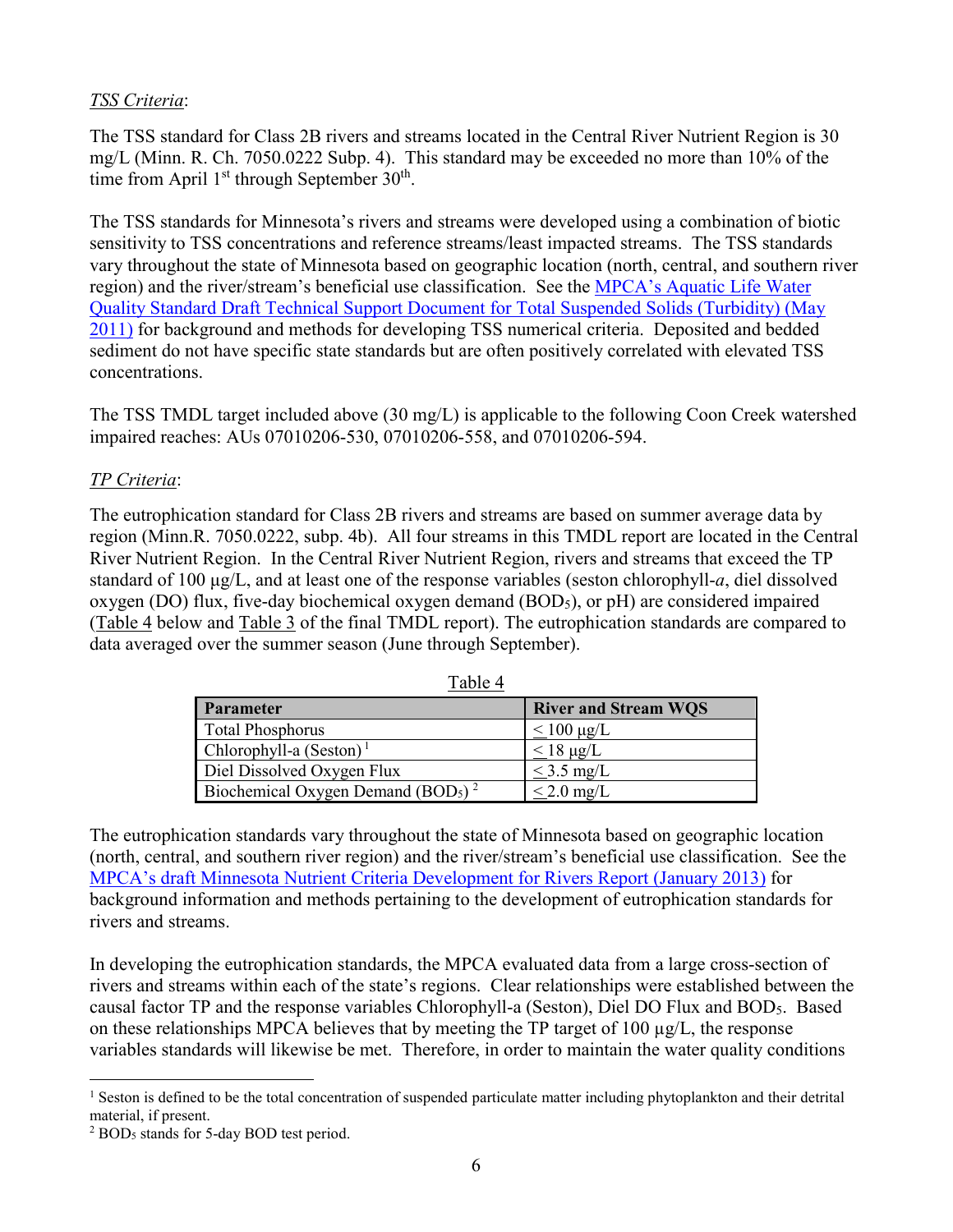*TSS Criteria*:

The TSS standard for Class 2B rivers and streams located in the Central River Nutrient Region is 30 mg/L (Minn. R. Ch. 7050.0222 Subp. 4). This standard may be exceeded no more than 10% of the time from April 1st through September 30th.

The TSS standards for Minnesota's rivers and streams were developed using a combination of biotic sensitivity to TSS concentrations and reference streams/least impacted streams. The TSS standards vary throughout the state of Minnesota based on geographic location (north, central, and southern river region) and the river/stream's beneficial use classification. See the MPCA's Aquatic Life Water Quality Standard Draft Technical Support Document for Total Suspended Solids (Turbidity) (May 2011) for background and methods for developing TSS numerical criteria. Deposited and bedded sediment do not have specific state standards but are often positively correlated with elevated TSS concentrations.

The TSS TMDL target included above (30 mg/L) is applicable to the following Coon Creek watershed impaired reaches: AUs 07010206-530, 07010206-558, and 07010206-594.

*TP Criteria*:

The eutrophication standard for Class 2B rivers and streams are based on summer average data by region (Minn.R. 7050.0222, subp. 4b). All four streams in this TMDL report are located in the Central River Nutrient Region. In the Central River Nutrient Region, rivers and streams that exceed the TP standard of 100 µg/L, and at least one of the response variables (seston chlorophyll-*a*, diel dissolved oxygen (DO) flux, five-day biochemical oxygen demand ($BOD_5$), or pH) are considered impaired (Table 4 below and Table 3 of the final TMDL report). The eutrophication standards are compared to data averaged over the summer season (June through September).

Table 4

| Parameter | River and Stream WQS |
|---|---|
| Total Phosphorus | $\leq$ 100 µg/L |
| Chlorophyll-a (Seston) [1] | $\leq$ 18 µg/L |
| Diel Dissolved Oxygen Flux | $\leq$ 3.5 mg/L |
| Biochemical Oxygen Demand ($BOD_5$) [2] | $\leq$ 2.0 mg/L |

The eutrophication standards vary throughout the state of Minnesota based on geographic location (north, central, and southern river region) and the river/stream's beneficial use classification. See the MPCA's draft Minnesota Nutrient Criteria Development for Rivers Report (January 2013) for background information and methods pertaining to the development of eutrophication standards for rivers and streams.

In developing the eutrophication standards, the MPCA evaluated data from a large cross-section of rivers and streams within each of the state's regions. Clear relationships were established between the causal factor TP and the response variables Chlorophyll-a (Seston), Diel DO Flux and $BOD_5$. Based on these relationships MPCA believes that by meeting the TP target of 100 µg/L, the response variables standards will likewise be met. Therefore, in order to maintain the water quality conditions

[1] Seston is defined to be the total concentration of suspended particulate matter including phytoplankton and their detrital material, if present.

[2] $BOD_5$ stands for 5-day BOD test period.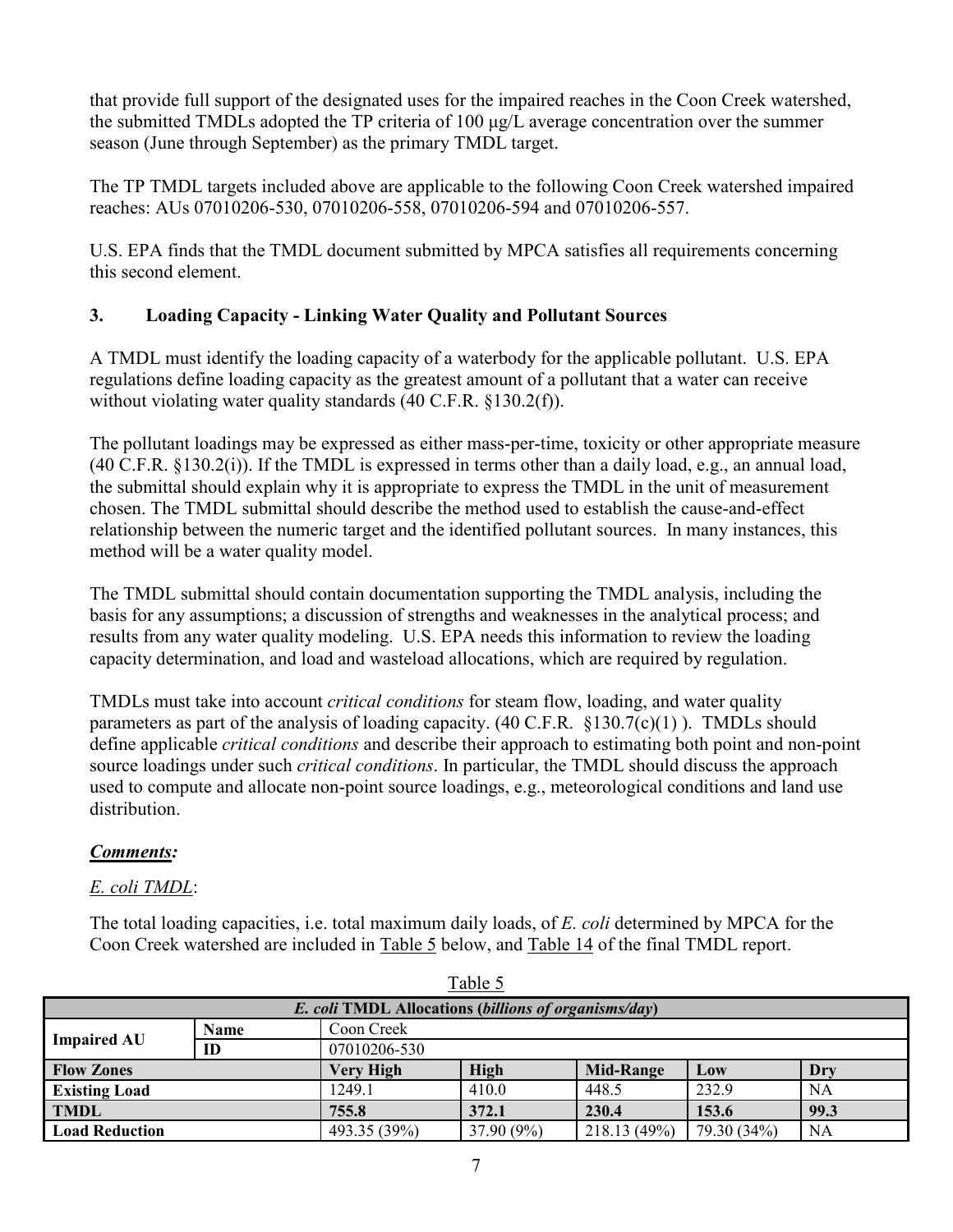that provide full support of the designated uses for the impaired reaches in the Coon Creek watershed, the submitted TMDLs adopted the TP criteria of 100 μg/L average concentration over the summer season (June through September) as the primary TMDL target.

The TP TMDL targets included above are applicable to the following Coon Creek watershed impaired reaches: AUs 07010206-530, 07010206-558, 07010206-594 and 07010206-557.

U.S. EPA finds that the TMDL document submitted by MPCA satisfies all requirements concerning this second element.

### 3. Loading Capacity - Linking Water Quality and Pollutant Sources

A TMDL must identify the loading capacity of a waterbody for the applicable pollutant. U.S. EPA regulations define loading capacity as the greatest amount of a pollutant that a water can receive without violating water quality standards (40 C.F.R. §130.2(f)).

The pollutant loadings may be expressed as either mass-per-time, toxicity or other appropriate measure (40 C.F.R. §130.2(i)). If the TMDL is expressed in terms other than a daily load, e.g., an annual load, the submittal should explain why it is appropriate to express the TMDL in the unit of measurement chosen. The TMDL submittal should describe the method used to establish the cause-and-effect relationship between the numeric target and the identified pollutant sources. In many instances, this method will be a water quality model.

The TMDL submittal should contain documentation supporting the TMDL analysis, including the basis for any assumptions; a discussion of strengths and weaknesses in the analytical process; and results from any water quality modeling. U.S. EPA needs this information to review the loading capacity determination, and load and wasteload allocations, which are required by regulation.

TMDLs must take into account *critical conditions* for steam flow, loading, and water quality parameters as part of the analysis of loading capacity. (40 C.F.R. §130.7(c)(1) ). TMDLs should define applicable *critical conditions* and describe their approach to estimating both point and non-point source loadings under such *critical conditions*. In particular, the TMDL should discuss the approach used to compute and allocate non-point source loadings, e.g., meteorological conditions and land use distribution.

***Comments:***

*E. coli TMDL*:

The total loading capacities, i.e. total maximum daily loads, of *E. coli* determined by MPCA for the Coon Creek watershed are included in Table 5 below, and Table 14 of the final TMDL report.

Table 5

| ***E. coli* TMDL Allocations (*billions of organisms/day*)** | | | | | | |
|---|---|---|---|---|---|---|
| **Impaired AU** | **Name** | Coon Creek | | | | |
| | **ID** | 07010206-530 | | | | |
| **Flow Zones** | | **Very High** | **High** | **Mid-Range** | **Low** | **Dry** |
| **Existing Load** | | 1249.1 | 410.0 | 448.5 | 232.9 | NA |
| **TMDL** | | **755.8** | **372.1** | **230.4** | **153.6** | **99.3** |
| **Load Reduction** | | 493.35 (39%) | 37.90 (9%) | 218.13 (49%) | 79.30 (34%) | NA |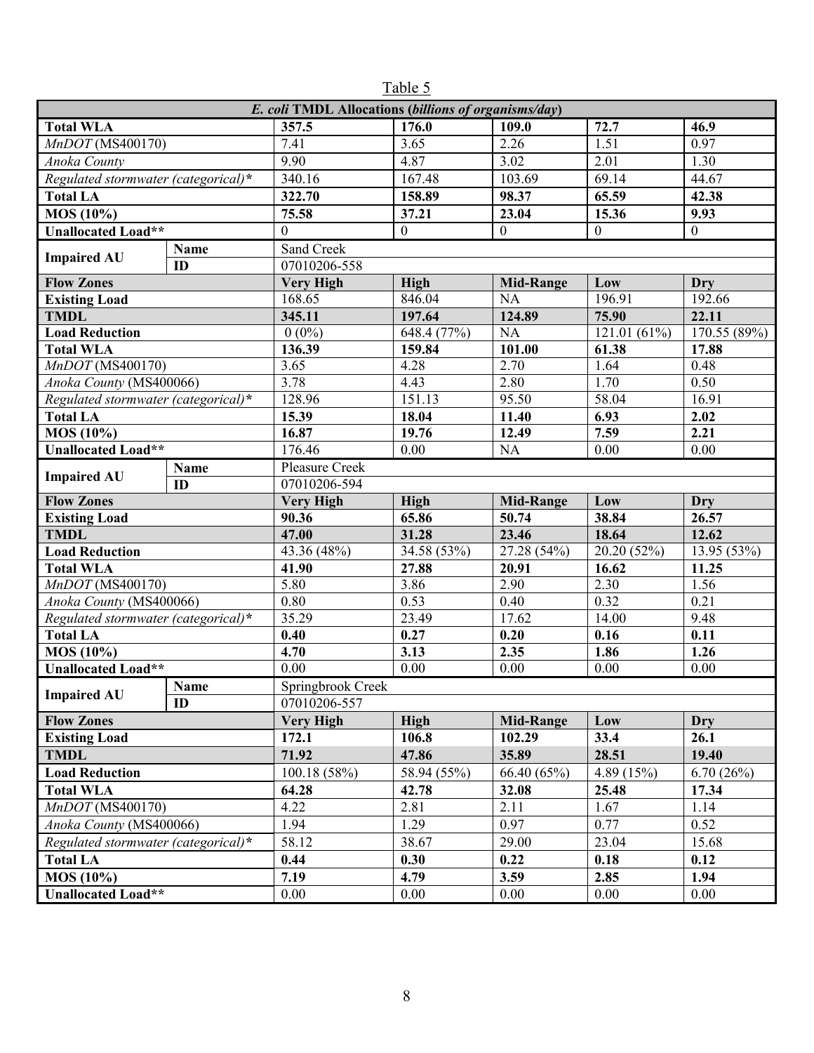Table 5

| *E. coli* TMDL Allocations (*billions of organisms/day*) | | | | | | |
|---|---|---|---|---|---|---|
| **Total WLA** | | **357.5** | **176.0** | **109.0** | **72.7** | **46.9** |
| *MnDOT* (MS400170) | | 7.41 | 3.65 | 2.26 | 1.51 | 0.97 |
| *Anoka County* | | 9.90 | 4.87 | 3.02 | 2.01 | 1.30 |
| *Regulated stormwater (categorical)** | | 340.16 | 167.48 | 103.69 | 69.14 | 44.67 |
| **Total LA** | | **322.70** | **158.89** | **98.37** | **65.59** | **42.38** |
| **MOS (10%)** | | **75.58** | **37.21** | **23.04** | **15.36** | **9.93** |
| **Unallocated Load**** | | 0 | 0 | 0 | 0 | 0 |
| **Impaired AU** | **Name** | Sand Creek | | | | |
| | **ID** | 07010206-558 | | | | |
| **Flow Zones** | | **Very High** | **High** | **Mid-Range** | **Low** | **Dry** |
| **Existing Load** | | 168.65 | 846.04 | NA | 196.91 | 192.66 |
| **TMDL** | | **345.11** | **197.64** | **124.89** | **75.90** | **22.11** |
| **Load Reduction** | | 0 (0%) | 648.4 (77%) | NA | 121.01 (61%) | 170.55 (89%) |
| **Total WLA** | | **136.39** | **159.84** | **101.00** | **61.38** | **17.88** |
| *MnDOT* (MS400170) | | 3.65 | 4.28 | 2.70 | 1.64 | 0.48 |
| *Anoka County* (MS400066) | | 3.78 | 4.43 | 2.80 | 1.70 | 0.50 |
| *Regulated stormwater (categorical)** | | 128.96 | 151.13 | 95.50 | 58.04 | 16.91 |
| **Total LA** | | **15.39** | **18.04** | **11.40** | **6.93** | **2.02** |
| **MOS (10%)** | | **16.87** | **19.76** | **12.49** | **7.59** | **2.21** |
| **Unallocated Load**** | | 176.46 | 0.00 | NA | 0.00 | 0.00 |
| **Impaired AU** | **Name** | Pleasure Creek | | | | |
| | **ID** | 07010206-594 | | | | |
| **Flow Zones** | | **Very High** | **High** | **Mid-Range** | **Low** | **Dry** |
| **Existing Load** | | **90.36** | **65.86** | **50.74** | **38.84** | **26.57** |
| **TMDL** | | **47.00** | **31.28** | **23.46** | **18.64** | **12.62** |
| **Load Reduction** | | 43.36 (48%) | 34.58 (53%) | 27.28 (54%) | 20.20 (52%) | 13.95 (53%) |
| **Total WLA** | | **41.90** | **27.88** | **20.91** | **16.62** | **11.25** |
| *MnDOT* (MS400170) | | 5.80 | 3.86 | 2.90 | 2.30 | 1.56 |
| *Anoka County* (MS400066) | | 0.80 | 0.53 | 0.40 | 0.32 | 0.21 |
| *Regulated stormwater (categorical)** | | 35.29 | 23.49 | 17.62 | 14.00 | 9.48 |
| **Total LA** | | **0.40** | **0.27** | **0.20** | **0.16** | **0.11** |
| **MOS (10%)** | | **4.70** | **3.13** | **2.35** | **1.86** | **1.26** |
| **Unallocated Load**** | | 0.00 | 0.00 | 0.00 | 0.00 | 0.00 |
| **Impaired AU** | **Name** | Springbrook Creek | | | | |
| | **ID** | 07010206-557 | | | | |
| **Flow Zones** | | **Very High** | **High** | **Mid-Range** | **Low** | **Dry** |
| **Existing Load** | | **172.1** | **106.8** | **102.29** | **33.4** | **26.1** |
| **TMDL** | | **71.92** | **47.86** | **35.89** | **28.51** | **19.40** |
| **Load Reduction** | | 100.18 (58%) | 58.94 (55%) | 66.40 (65%) | 4.89 (15%) | 6.70 (26%) |
| **Total WLA** | | **64.28** | **42.78** | **32.08** | **25.48** | **17.34** |
| *MnDOT* (MS400170) | | 4.22 | 2.81 | 2.11 | 1.67 | 1.14 |
| *Anoka County* (MS400066) | | 1.94 | 1.29 | 0.97 | 0.77 | 0.52 |
| *Regulated stormwater (categorical)** | | 58.12 | 38.67 | 29.00 | 23.04 | 15.68 |
| **Total LA** | | **0.44** | **0.30** | **0.22** | **0.18** | **0.12** |
| **MOS (10%)** | | **7.19** | **4.79** | **3.59** | **2.85** | **1.94** |
| **Unallocated Load**** | | 0.00 | 0.00 | 0.00 | 0.00 | 0.00 |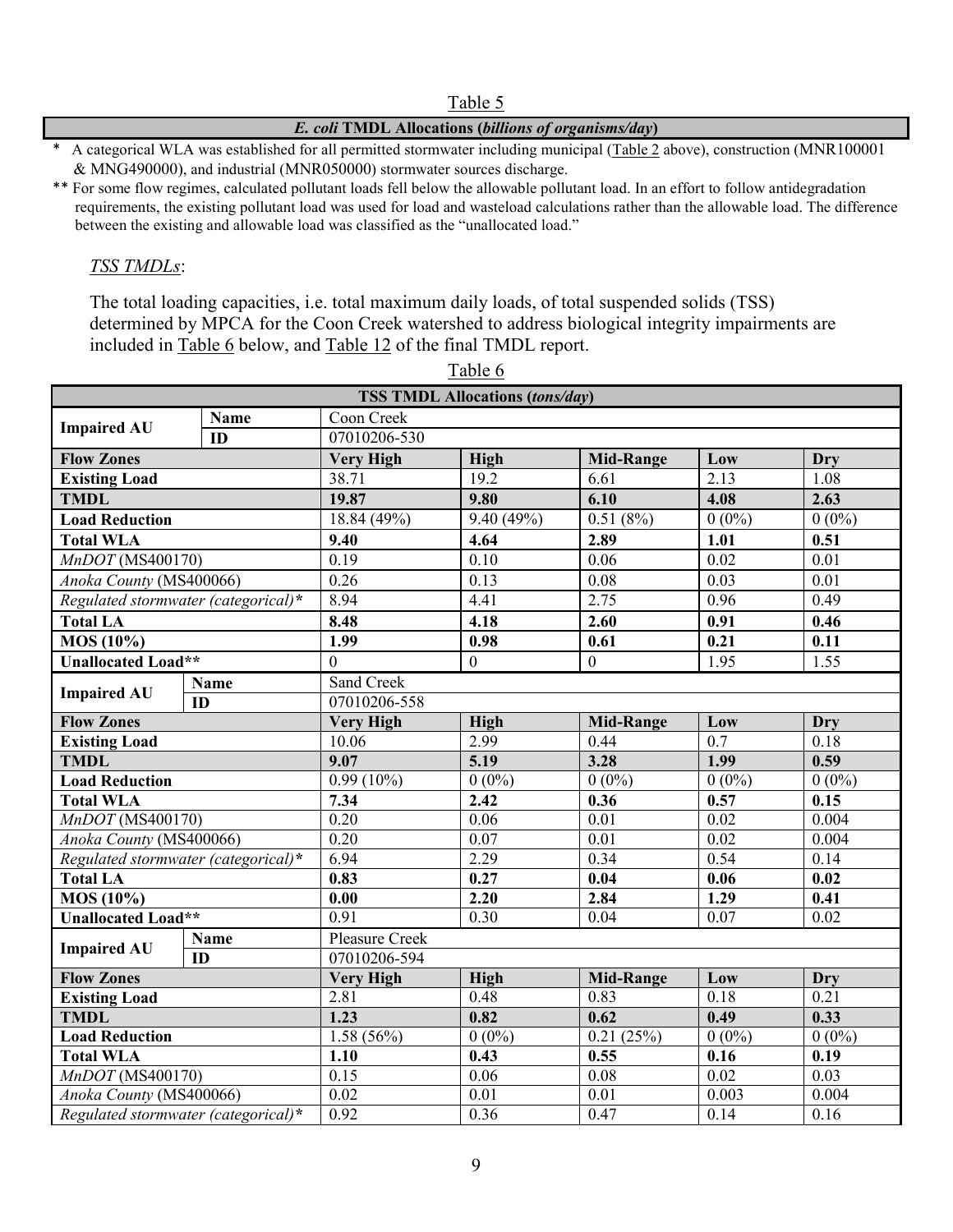Table 5

| *E. coli* TMDL Allocations (*billions of organisms/day*) |
|---|

\* A categorical WLA was established for all permitted stormwater including municipal (Table 2 above), construction (MNR100001 & MNG490000), and industrial (MNR050000) stormwater sources discharge.

\*\* For some flow regimes, calculated pollutant loads fell below the allowable pollutant load. In an effort to follow antidegradation requirements, the existing pollutant load was used for load and wasteload calculations rather than the allowable load. The difference between the existing and allowable load was classified as the "unallocated load."

*TSS TMDLs*:

The total loading capacities, i.e. total maximum daily loads, of total suspended solids (TSS) determined by MPCA for the Coon Creek watershed to address biological integrity impairments are included in Table 6 below, and Table 12 of the final TMDL report.

Table 6

| **TSS TMDL Allocations (*tons/day*)** | | | | | | |
|---|---|---|---|---|---|---|
| **Impaired AU** | **Name** | Coon Creek | | | | |
| | **ID** | 07010206-530 | | | | |
| **Flow Zones** | | **Very High** | **High** | **Mid-Range** | **Low** | **Dry** |
| **Existing Load** | | 38.71 | 19.2 | 6.61 | 2.13 | 1.08 |
| **TMDL** | | **19.87** | **9.80** | **6.10** | **4.08** | **2.63** |
| **Load Reduction** | | 18.84 (49%) | 9.40 (49%) | 0.51 (8%) | 0 (0%) | 0 (0%) |
| **Total WLA** | | **9.40** | **4.64** | **2.89** | **1.01** | **0.51** |
| *MnDOT* (MS400170) | | 0.19 | 0.10 | 0.06 | 0.02 | 0.01 |
| *Anoka County* (MS400066) | | 0.26 | 0.13 | 0.08 | 0.03 | 0.01 |
| *Regulated stormwater (categorical)\** | | 8.94 | 4.41 | 2.75 | 0.96 | 0.49 |
| **Total LA** | | **8.48** | **4.18** | **2.60** | **0.91** | **0.46** |
| **MOS (10%)** | | **1.99** | **0.98** | **0.61** | **0.21** | **0.11** |
| **Unallocated Load\*\*** | | 0 | 0 | 0 | 1.95 | 1.55 |
| **Impaired AU** | **Name** | Sand Creek | | | | |
| | **ID** | 07010206-558 | | | | |
| **Flow Zones** | | **Very High** | **High** | **Mid-Range** | **Low** | **Dry** |
| **Existing Load** | | 10.06 | 2.99 | 0.44 | 0.7 | 0.18 |
| **TMDL** | | **9.07** | **5.19** | **3.28** | **1.99** | **0.59** |
| **Load Reduction** | | 0.99 (10%) | 0 (0%) | 0 (0%) | 0 (0%) | 0 (0%) |
| **Total WLA** | | **7.34** | **2.42** | **0.36** | **0.57** | **0.15** |
| *MnDOT* (MS400170) | | 0.20 | 0.06 | 0.01 | 0.02 | 0.004 |
| *Anoka County* (MS400066) | | 0.20 | 0.07 | 0.01 | 0.02 | 0.004 |
| *Regulated stormwater (categorical)\** | | 6.94 | 2.29 | 0.34 | 0.54 | 0.14 |
| **Total LA** | | **0.83** | **0.27** | **0.04** | **0.06** | **0.02** |
| **MOS (10%)** | | **0.00** | **2.20** | **2.84** | **1.29** | **0.41** |
| **Unallocated Load\*\*** | | 0.91 | 0.30 | 0.04 | 0.07 | 0.02 |
| **Impaired AU** | **Name** | Pleasure Creek | | | | |
| | **ID** | 07010206-594 | | | | |
| **Flow Zones** | | **Very High** | **High** | **Mid-Range** | **Low** | **Dry** |
| **Existing Load** | | 2.81 | 0.48 | 0.83 | 0.18 | 0.21 |
| **TMDL** | | **1.23** | **0.82** | **0.62** | **0.49** | **0.33** |
| **Load Reduction** | | 1.58 (56%) | 0 (0%) | 0.21 (25%) | 0 (0%) | 0 (0%) |
| **Total WLA** | | **1.10** | **0.43** | **0.55** | **0.16** | **0.19** |
| *MnDOT* (MS400170) | | 0.15 | 0.06 | 0.08 | 0.02 | 0.03 |
| *Anoka County* (MS400066) | | 0.02 | 0.01 | 0.01 | 0.003 | 0.004 |
| *Regulated stormwater (categorical)\** | | 0.92 | 0.36 | 0.47 | 0.14 | 0.16 |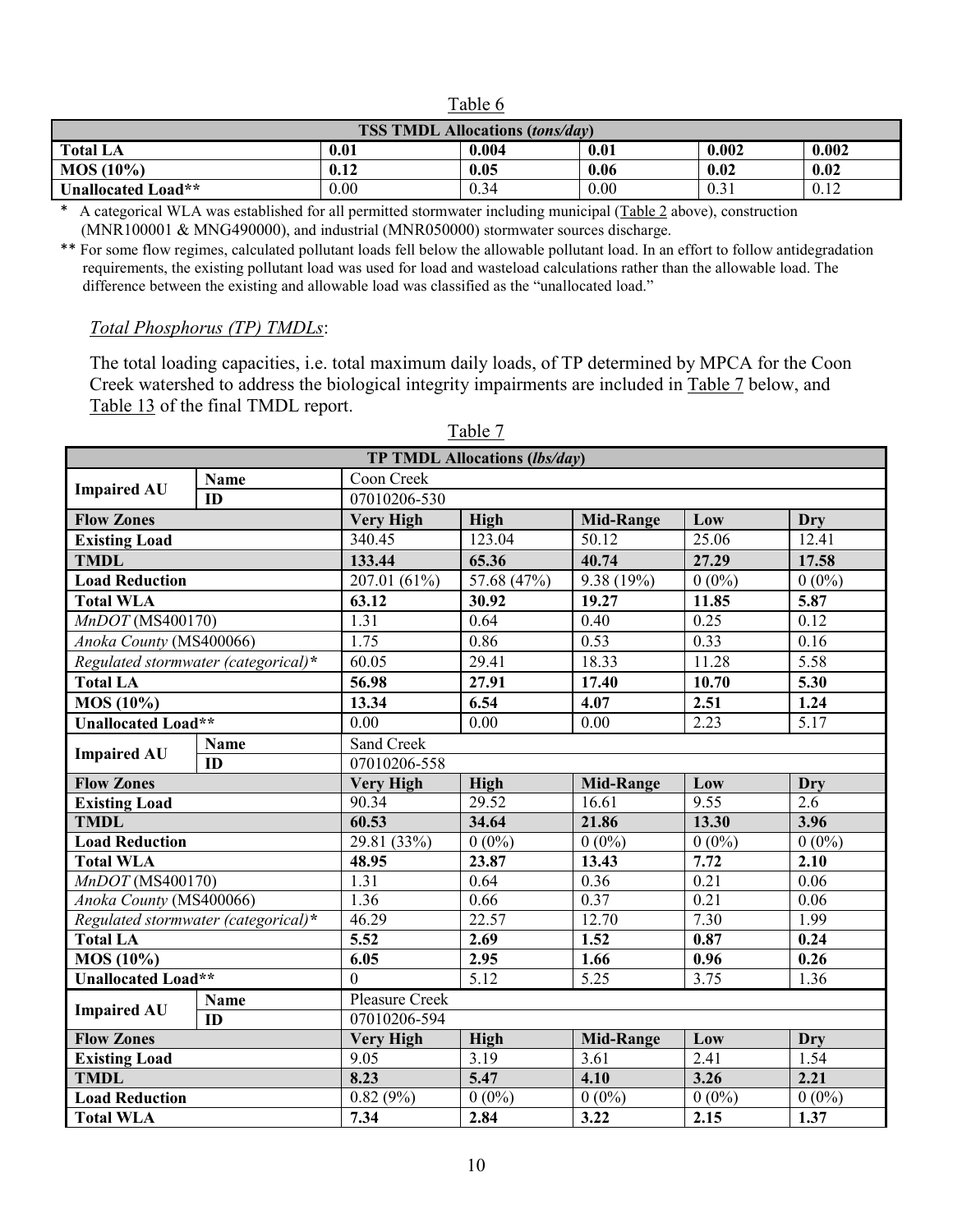Table 6

| TSS TMDL Allocations (*tons/day*) | | | | | |
|---|---|---|---|---|---|
| **Total LA** | **0.01** | **0.004** | **0.01** | **0.002** | **0.002** |
| **MOS (10%)** | **0.12** | **0.05** | **0.06** | **0.02** | **0.02** |
| **Unallocated Load\*\*** | 0.00 | 0.34 | 0.00 | 0.31 | 0.12 |

\* A categorical WLA was established for all permitted stormwater including municipal (Table 2 above), construction (MNR100001 & MNG490000), and industrial (MNR050000) stormwater sources discharge.

\*\* For some flow regimes, calculated pollutant loads fell below the allowable pollutant load. In an effort to follow antidegradation requirements, the existing pollutant load was used for load and wasteload calculations rather than the allowable load. The difference between the existing and allowable load was classified as the "unallocated load."

*Total Phosphorus (TP) TMDLs*:

The total loading capacities, i.e. total maximum daily loads, of TP determined by MPCA for the Coon Creek watershed to address the biological integrity impairments are included in Table 7 below, and Table 13 of the final TMDL report.

Table 7

| TP TMDL Allocations (*lbs/day*) | | | | | | |
|---|---|---|---|---|---|---|
| **Impaired AU** | **Name** | Coon Creek | | | | |
| | **ID** | 07010206-530 | | | | |
| **Flow Zones** | | **Very High** | **High** | **Mid-Range** | **Low** | **Dry** |
| **Existing Load** | | 340.45 | 123.04 | 50.12 | 25.06 | 12.41 |
| **TMDL** | | **133.44** | **65.36** | **40.74** | **27.29** | **17.58** |
| **Load Reduction** | | 207.01 (61%) | 57.68 (47%) | 9.38 (19%) | 0 (0%) | 0 (0%) |
| **Total WLA** | | **63.12** | **30.92** | **19.27** | **11.85** | **5.87** |
| *MnDOT* (MS400170) | | 1.31 | 0.64 | 0.40 | 0.25 | 0.12 |
| *Anoka County* (MS400066) | | 1.75 | 0.86 | 0.53 | 0.33 | 0.16 |
| *Regulated stormwater (categorical)\** | | 60.05 | 29.41 | 18.33 | 11.28 | 5.58 |
| **Total LA** | | **56.98** | **27.91** | **17.40** | **10.70** | **5.30** |
| **MOS (10%)** | | **13.34** | **6.54** | **4.07** | **2.51** | **1.24** |
| **Unallocated Load\*\*** | | 0.00 | 0.00 | 0.00 | 2.23 | 5.17 |
| **Impaired AU** | **Name** | Sand Creek | | | | |
| | **ID** | 07010206-558 | | | | |
| **Flow Zones** | | **Very High** | **High** | **Mid-Range** | **Low** | **Dry** |
| **Existing Load** | | 90.34 | 29.52 | 16.61 | 9.55 | 2.6 |
| **TMDL** | | **60.53** | **34.64** | **21.86** | **13.30** | **3.96** |
| **Load Reduction** | | 29.81 (33%) | 0 (0%) | 0 (0%) | 0 (0%) | 0 (0%) |
| **Total WLA** | | **48.95** | **23.87** | **13.43** | **7.72** | **2.10** |
| *MnDOT* (MS400170) | | 1.31 | 0.64 | 0.36 | 0.21 | 0.06 |
| *Anoka County* (MS400066) | | 1.36 | 0.66 | 0.37 | 0.21 | 0.06 |
| *Regulated stormwater (categorical)\** | | 46.29 | 22.57 | 12.70 | 7.30 | 1.99 |
| **Total LA** | | **5.52** | **2.69** | **1.52** | **0.87** | **0.24** |
| **MOS (10%)** | | **6.05** | **2.95** | **1.66** | **0.96** | **0.26** |
| **Unallocated Load\*\*** | | 0 | 5.12 | 5.25 | 3.75 | 1.36 |
| **Impaired AU** | **Name** | Pleasure Creek | | | | |
| | **ID** | 07010206-594 | | | | |
| **Flow Zones** | | **Very High** | **High** | **Mid-Range** | **Low** | **Dry** |
| **Existing Load** | | 9.05 | 3.19 | 3.61 | 2.41 | 1.54 |
| **TMDL** | | **8.23** | **5.47** | **4.10** | **3.26** | **2.21** |
| **Load Reduction** | | 0.82 (9%) | 0 (0%) | 0 (0%) | 0 (0%) | 0 (0%) |
| **Total WLA** | | **7.34** | **2.84** | **3.22** | **2.15** | **1.37** |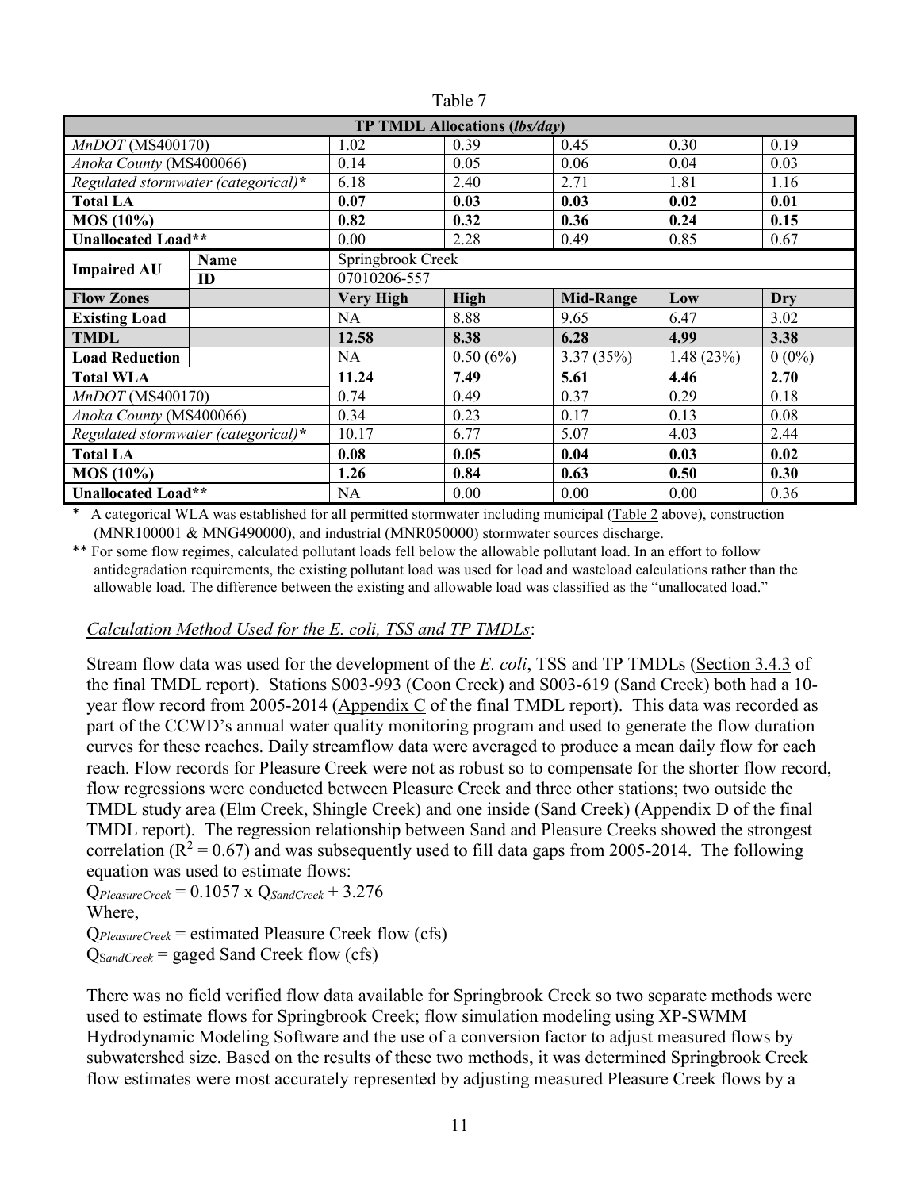Table 7

| TP TMDL Allocations (*lbs/day*) | | | | | | |
|---|---|---|---|---|---|---|
| *MnDOT* (MS400170) | | 1.02 | 0.39 | 0.45 | 0.30 | 0.19 |
| *Anoka County* (MS400066) | | 0.14 | 0.05 | 0.06 | 0.04 | 0.03 |
| *Regulated stormwater (categorical)** | | 6.18 | 2.40 | 2.71 | 1.81 | 1.16 |
| **Total LA** | | **0.07** | **0.03** | **0.03** | **0.02** | **0.01** |
| **MOS (10%)** | | **0.82** | **0.32** | **0.36** | **0.24** | **0.15** |
| **Unallocated Load**** | | 0.00 | 2.28 | 0.49 | 0.85 | 0.67 |
| **Impaired AU** | **Name** | Springbrook Creek | | | | |
| | **ID** | 07010206-557 | | | | |
| **Flow Zones** | | **Very High** | **High** | **Mid-Range** | **Low** | **Dry** |
| **Existing Load** | | NA | 8.88 | 9.65 | 6.47 | 3.02 |
| **TMDL** | | **12.58** | **8.38** | **6.28** | **4.99** | **3.38** |
| **Load Reduction** | | NA | 0.50 (6%) | 3.37 (35%) | 1.48 (23%) | 0 (0%) |
| **Total WLA** | | **11.24** | **7.49** | **5.61** | **4.46** | **2.70** |
| *MnDOT* (MS400170) | | 0.74 | 0.49 | 0.37 | 0.29 | 0.18 |
| *Anoka County* (MS400066) | | 0.34 | 0.23 | 0.17 | 0.13 | 0.08 |
| *Regulated stormwater (categorical)** | | 10.17 | 6.77 | 5.07 | 4.03 | 2.44 |
| **Total LA** | | **0.08** | **0.05** | **0.04** | **0.03** | **0.02** |
| **MOS (10%)** | | **1.26** | **0.84** | **0.63** | **0.50** | **0.30** |
| **Unallocated Load**** | | NA | 0.00 | 0.00 | 0.00 | 0.36 |

\* A categorical WLA was established for all permitted stormwater including municipal (Table 2 above), construction (MNR100001 & MNG490000), and industrial (MNR050000) stormwater sources discharge.

\*\* For some flow regimes, calculated pollutant loads fell below the allowable pollutant load. In an effort to follow antidegradation requirements, the existing pollutant load was used for load and wasteload calculations rather than the allowable load. The difference between the existing and allowable load was classified as the "unallocated load."

*Calculation Method Used for the E. coli, TSS and TP TMDLs*:

Stream flow data was used for the development of the *E. coli*, TSS and TP TMDLs (Section 3.4.3 of the final TMDL report). Stations S003-993 (Coon Creek) and S003-619 (Sand Creek) both had a 10-year flow record from 2005-2014 (Appendix C of the final TMDL report). This data was recorded as part of the CCWD's annual water quality monitoring program and used to generate the flow duration curves for these reaches. Daily streamflow data were averaged to produce a mean daily flow for each reach. Flow records for Pleasure Creek were not as robust so to compensate for the shorter flow record, flow regressions were conducted between Pleasure Creek and three other stations; two outside the TMDL study area (Elm Creek, Shingle Creek) and one inside (Sand Creek) (Appendix D of the final TMDL report). The regression relationship between Sand and Pleasure Creeks showed the strongest correlation ($R^2 = 0.67$) and was subsequently used to fill data gaps from 2005-2014. The following equation was used to estimate flows:

$$Q_{PleasureCreek} = 0.1057 \times Q_{SandCreek} + 3.276$$

Where,

$Q_{PleasureCreek}$ = estimated Pleasure Creek flow (cfs)

$Q_{SandCreek}$ = gaged Sand Creek flow (cfs)

There was no field verified flow data available for Springbrook Creek so two separate methods were used to estimate flows for Springbrook Creek; flow simulation modeling using XP-SWMM Hydrodynamic Modeling Software and the use of a conversion factor to adjust measured flows by subwatershed size. Based on the results of these two methods, it was determined Springbrook Creek flow estimates were most accurately represented by adjusting measured Pleasure Creek flows by a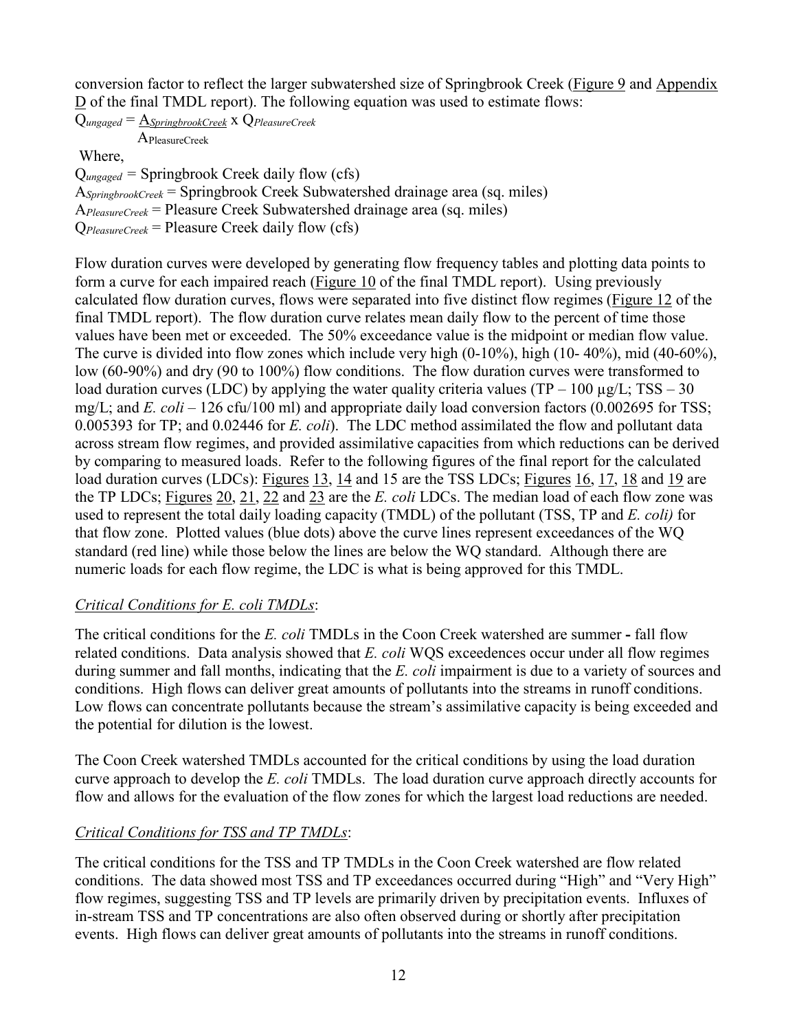conversion factor to reflect the larger subwatershed size of Springbrook Creek (Figure 9 and Appendix D of the final TMDL report). The following equation was used to estimate flows:

$$Q_{ungaged} = \frac{A_{SpringbrookCreek}}{A_{PleasureCreek}} \times Q_{PleasureCreek}$$

Where,

$Q_{ungaged}$ = Springbrook Creek daily flow (cfs)

$A_{SpringbrookCreek}$ = Springbrook Creek Subwatershed drainage area (sq. miles)

$A_{PleasureCreek}$ = Pleasure Creek Subwatershed drainage area (sq. miles)

$Q_{PleasureCreek}$ = Pleasure Creek daily flow (cfs)

Flow duration curves were developed by generating flow frequency tables and plotting data points to form a curve for each impaired reach (Figure 10 of the final TMDL report). Using previously calculated flow duration curves, flows were separated into five distinct flow regimes (Figure 12 of the final TMDL report). The flow duration curve relates mean daily flow to the percent of time those values have been met or exceeded. The 50% exceedance value is the midpoint or median flow value. The curve is divided into flow zones which include very high (0-10%), high (10- 40%), mid (40-60%), low (60-90%) and dry (90 to 100%) flow conditions. The flow duration curves were transformed to load duration curves (LDC) by applying the water quality criteria values (TP – 100 µg/L; TSS – 30 mg/L; and *E. coli* – 126 cfu/100 ml) and appropriate daily load conversion factors (0.002695 for TSS; 0.005393 for TP; and 0.02446 for *E. coli*). The LDC method assimilated the flow and pollutant data across stream flow regimes, and provided assimilative capacities from which reductions can be derived by comparing to measured loads. Refer to the following figures of the final report for the calculated load duration curves (LDCs): Figures 13, 14 and 15 are the TSS LDCs; Figures 16, 17, 18 and 19 are the TP LDCs; Figures 20, 21, 22 and 23 are the *E. coli* LDCs. The median load of each flow zone was used to represent the total daily loading capacity (TMDL) of the pollutant (TSS, TP and *E. coli)* for that flow zone. Plotted values (blue dots) above the curve lines represent exceedances of the WQ standard (red line) while those below the lines are below the WQ standard. Although there are numeric loads for each flow regime, the LDC is what is being approved for this TMDL.

*Critical Conditions for E. coli TMDLs*:

The critical conditions for the *E. coli* TMDLs in the Coon Creek watershed are summer **-** fall flow related conditions. Data analysis showed that *E. coli* WQS exceedences occur under all flow regimes during summer and fall months, indicating that the *E. coli* impairment is due to a variety of sources and conditions. High flows can deliver great amounts of pollutants into the streams in runoff conditions. Low flows can concentrate pollutants because the stream's assimilative capacity is being exceeded and the potential for dilution is the lowest.

The Coon Creek watershed TMDLs accounted for the critical conditions by using the load duration curve approach to develop the *E. coli* TMDLs. The load duration curve approach directly accounts for flow and allows for the evaluation of the flow zones for which the largest load reductions are needed.

*Critical Conditions for TSS and TP TMDLs*:

The critical conditions for the TSS and TP TMDLs in the Coon Creek watershed are flow related conditions. The data showed most TSS and TP exceedances occurred during "High" and "Very High" flow regimes, suggesting TSS and TP levels are primarily driven by precipitation events. Influxes of in-stream TSS and TP concentrations are also often observed during or shortly after precipitation events. High flows can deliver great amounts of pollutants into the streams in runoff conditions.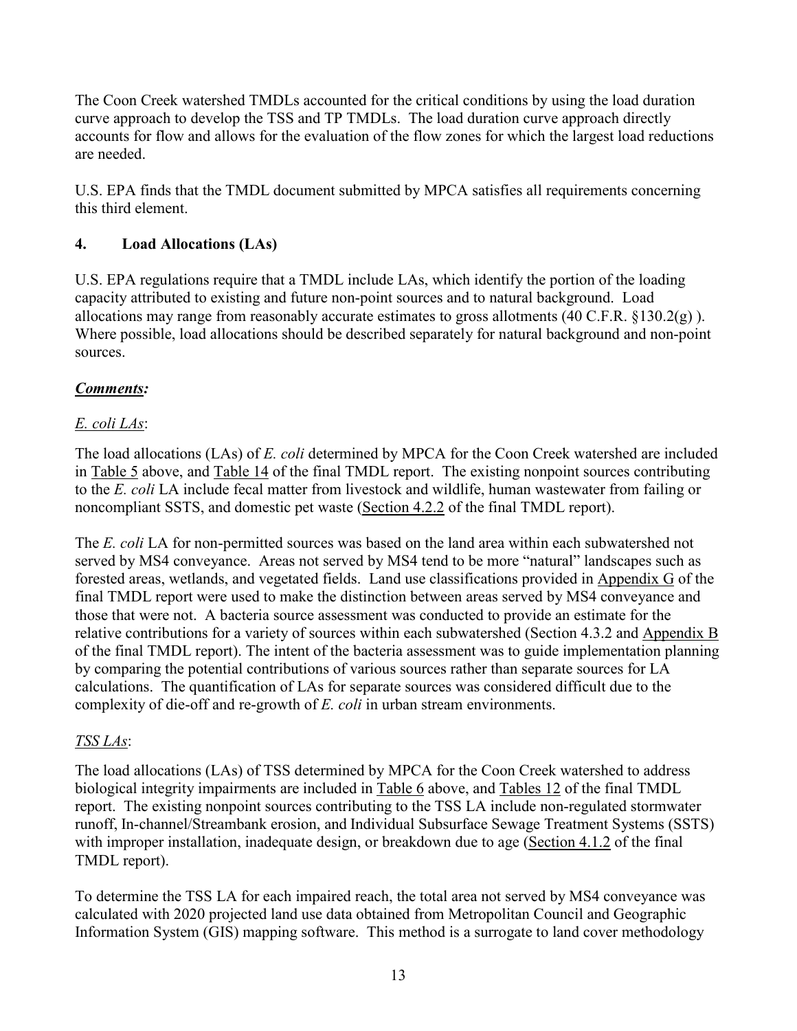The Coon Creek watershed TMDLs accounted for the critical conditions by using the load duration curve approach to develop the TSS and TP TMDLs. The load duration curve approach directly accounts for flow and allows for the evaluation of the flow zones for which the largest load reductions are needed.

U.S. EPA finds that the TMDL document submitted by MPCA satisfies all requirements concerning this third element.

## 4. Load Allocations (LAs)

U.S. EPA regulations require that a TMDL include LAs, which identify the portion of the loading capacity attributed to existing and future non-point sources and to natural background. Load allocations may range from reasonably accurate estimates to gross allotments (40 C.F.R. §130.2(g) ). Where possible, load allocations should be described separately for natural background and non-point sources.

***Comments:***

*E. coli LAs*:

The load allocations (LAs) of *E. coli* determined by MPCA for the Coon Creek watershed are included in Table 5 above, and Table 14 of the final TMDL report. The existing nonpoint sources contributing to the *E. coli* LA include fecal matter from livestock and wildlife, human wastewater from failing or noncompliant SSTS, and domestic pet waste (Section 4.2.2 of the final TMDL report).

The *E. coli* LA for non-permitted sources was based on the land area within each subwatershed not served by MS4 conveyance. Areas not served by MS4 tend to be more "natural" landscapes such as forested areas, wetlands, and vegetated fields. Land use classifications provided in Appendix G of the final TMDL report were used to make the distinction between areas served by MS4 conveyance and those that were not. A bacteria source assessment was conducted to provide an estimate for the relative contributions for a variety of sources within each subwatershed (Section 4.3.2 and Appendix B of the final TMDL report). The intent of the bacteria assessment was to guide implementation planning by comparing the potential contributions of various sources rather than separate sources for LA calculations. The quantification of LAs for separate sources was considered difficult due to the complexity of die-off and re-growth of *E. coli* in urban stream environments.

*TSS LAs*:

The load allocations (LAs) of TSS determined by MPCA for the Coon Creek watershed to address biological integrity impairments are included in Table 6 above, and Tables 12 of the final TMDL report. The existing nonpoint sources contributing to the TSS LA include non-regulated stormwater runoff, In-channel/Streambank erosion, and Individual Subsurface Sewage Treatment Systems (SSTS) with improper installation, inadequate design, or breakdown due to age (Section 4.1.2 of the final TMDL report).

To determine the TSS LA for each impaired reach, the total area not served by MS4 conveyance was calculated with 2020 projected land use data obtained from Metropolitan Council and Geographic Information System (GIS) mapping software. This method is a surrogate to land cover methodology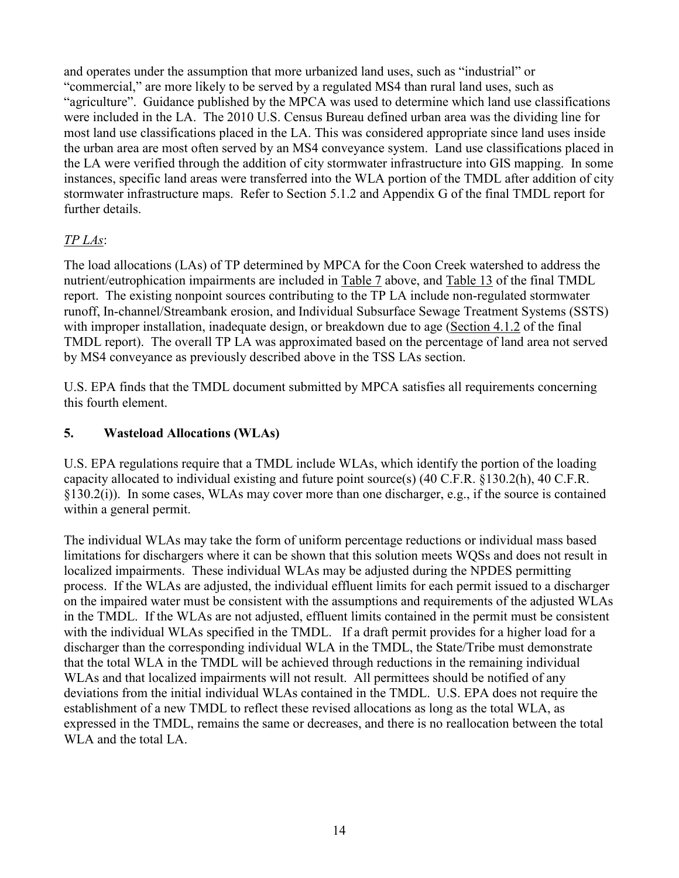and operates under the assumption that more urbanized land uses, such as "industrial" or "commercial," are more likely to be served by a regulated MS4 than rural land uses, such as "agriculture". Guidance published by the MPCA was used to determine which land use classifications were included in the LA. The 2010 U.S. Census Bureau defined urban area was the dividing line for most land use classifications placed in the LA. This was considered appropriate since land uses inside the urban area are most often served by an MS4 conveyance system. Land use classifications placed in the LA were verified through the addition of city stormwater infrastructure into GIS mapping. In some instances, specific land areas were transferred into the WLA portion of the TMDL after addition of city stormwater infrastructure maps. Refer to Section 5.1.2 and Appendix G of the final TMDL report for further details.

*TP LAs*:

The load allocations (LAs) of TP determined by MPCA for the Coon Creek watershed to address the nutrient/eutrophication impairments are included in Table 7 above, and Table 13 of the final TMDL report. The existing nonpoint sources contributing to the TP LA include non-regulated stormwater runoff, In-channel/Streambank erosion, and Individual Subsurface Sewage Treatment Systems (SSTS) with improper installation, inadequate design, or breakdown due to age (Section 4.1.2 of the final TMDL report). The overall TP LA was approximated based on the percentage of land area not served by MS4 conveyance as previously described above in the TSS LAs section.

U.S. EPA finds that the TMDL document submitted by MPCA satisfies all requirements concerning this fourth element.

## 5. Wasteload Allocations (WLAs)

U.S. EPA regulations require that a TMDL include WLAs, which identify the portion of the loading capacity allocated to individual existing and future point source(s) (40 C.F.R. §130.2(h), 40 C.F.R. §130.2(i)). In some cases, WLAs may cover more than one discharger, e.g., if the source is contained within a general permit.

The individual WLAs may take the form of uniform percentage reductions or individual mass based limitations for dischargers where it can be shown that this solution meets WQSs and does not result in localized impairments. These individual WLAs may be adjusted during the NPDES permitting process. If the WLAs are adjusted, the individual effluent limits for each permit issued to a discharger on the impaired water must be consistent with the assumptions and requirements of the adjusted WLAs in the TMDL. If the WLAs are not adjusted, effluent limits contained in the permit must be consistent with the individual WLAs specified in the TMDL. If a draft permit provides for a higher load for a discharger than the corresponding individual WLA in the TMDL, the State/Tribe must demonstrate that the total WLA in the TMDL will be achieved through reductions in the remaining individual WLAs and that localized impairments will not result. All permittees should be notified of any deviations from the initial individual WLAs contained in the TMDL. U.S. EPA does not require the establishment of a new TMDL to reflect these revised allocations as long as the total WLA, as expressed in the TMDL, remains the same or decreases, and there is no reallocation between the total WLA and the total LA.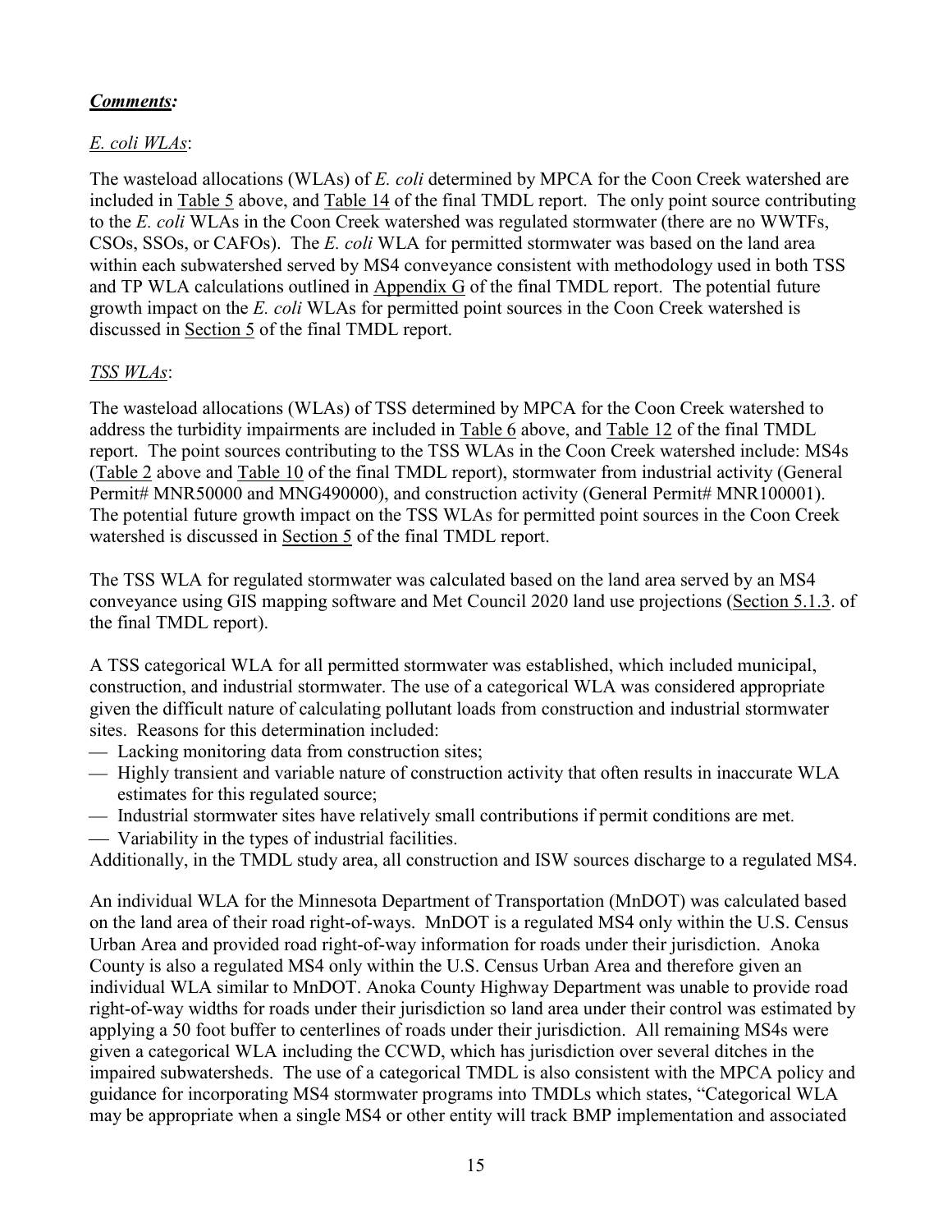***Comments:***

*E. coli WLAs*:

The wasteload allocations (WLAs) of *E. coli* determined by MPCA for the Coon Creek watershed are included in Table 5 above, and Table 14 of the final TMDL report. The only point source contributing to the *E. coli* WLAs in the Coon Creek watershed was regulated stormwater (there are no WWTFs, CSOs, SSOs, or CAFOs). The *E. coli* WLA for permitted stormwater was based on the land area within each subwatershed served by MS4 conveyance consistent with methodology used in both TSS and TP WLA calculations outlined in Appendix G of the final TMDL report. The potential future growth impact on the *E. coli* WLAs for permitted point sources in the Coon Creek watershed is discussed in Section 5 of the final TMDL report.

*TSS WLAs*:

The wasteload allocations (WLAs) of TSS determined by MPCA for the Coon Creek watershed to address the turbidity impairments are included in Table 6 above, and Table 12 of the final TMDL report. The point sources contributing to the TSS WLAs in the Coon Creek watershed include: MS4s (Table 2 above and Table 10 of the final TMDL report), stormwater from industrial activity (General Permit# MNR50000 and MNG490000), and construction activity (General Permit# MNR100001). The potential future growth impact on the TSS WLAs for permitted point sources in the Coon Creek watershed is discussed in Section 5 of the final TMDL report.

The TSS WLA for regulated stormwater was calculated based on the land area served by an MS4 conveyance using GIS mapping software and Met Council 2020 land use projections (Section 5.1.3. of the final TMDL report).

A TSS categorical WLA for all permitted stormwater was established, which included municipal, construction, and industrial stormwater. The use of a categorical WLA was considered appropriate given the difficult nature of calculating pollutant loads from construction and industrial stormwater sites. Reasons for this determination included:

- Lacking monitoring data from construction sites;
- Highly transient and variable nature of construction activity that often results in inaccurate WLA estimates for this regulated source;
- Industrial stormwater sites have relatively small contributions if permit conditions are met.
- Variability in the types of industrial facilities.

Additionally, in the TMDL study area, all construction and ISW sources discharge to a regulated MS4.

An individual WLA for the Minnesota Department of Transportation (MnDOT) was calculated based on the land area of their road right-of-ways. MnDOT is a regulated MS4 only within the U.S. Census Urban Area and provided road right-of-way information for roads under their jurisdiction. Anoka County is also a regulated MS4 only within the U.S. Census Urban Area and therefore given an individual WLA similar to MnDOT. Anoka County Highway Department was unable to provide road right-of-way widths for roads under their jurisdiction so land area under their control was estimated by applying a 50 foot buffer to centerlines of roads under their jurisdiction. All remaining MS4s were given a categorical WLA including the CCWD, which has jurisdiction over several ditches in the impaired subwatersheds. The use of a categorical TMDL is also consistent with the MPCA policy and guidance for incorporating MS4 stormwater programs into TMDLs which states, "Categorical WLA may be appropriate when a single MS4 or other entity will track BMP implementation and associated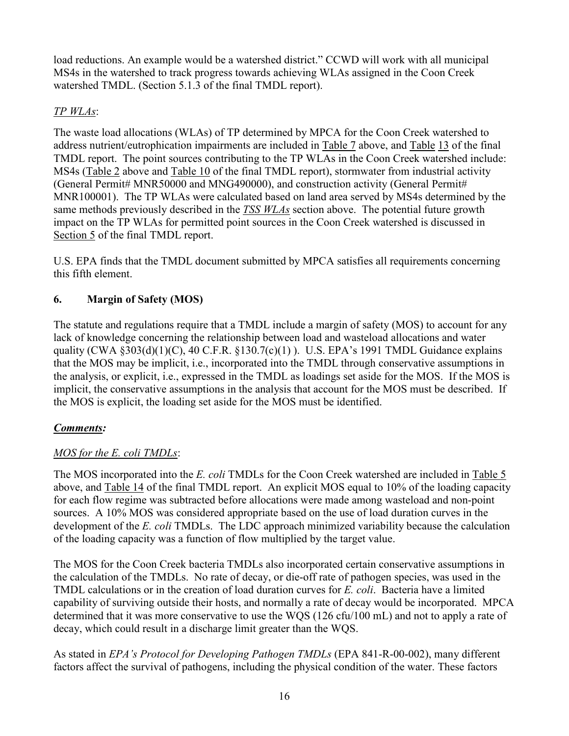load reductions. An example would be a watershed district." CCWD will work with all municipal MS4s in the watershed to track progress towards achieving WLAs assigned in the Coon Creek watershed TMDL. (Section 5.1.3 of the final TMDL report).

*TP WLAs*:

The waste load allocations (WLAs) of TP determined by MPCA for the Coon Creek watershed to address nutrient/eutrophication impairments are included in Table 7 above, and Table 13 of the final TMDL report. The point sources contributing to the TP WLAs in the Coon Creek watershed include: MS4s (Table 2 above and Table 10 of the final TMDL report), stormwater from industrial activity (General Permit# MNR50000 and MNG490000), and construction activity (General Permit# MNR100001). The TP WLAs were calculated based on land area served by MS4s determined by the same methods previously described in the ***TSS WLAs*** section above. The potential future growth impact on the TP WLAs for permitted point sources in the Coon Creek watershed is discussed in Section 5 of the final TMDL report.

U.S. EPA finds that the TMDL document submitted by MPCA satisfies all requirements concerning this fifth element.

## 6. Margin of Safety (MOS)

The statute and regulations require that a TMDL include a margin of safety (MOS) to account for any lack of knowledge concerning the relationship between load and wasteload allocations and water quality (CWA §303(d)(1)(C), 40 C.F.R. §130.7(c)(1) ). U.S. EPA's 1991 TMDL Guidance explains that the MOS may be implicit, i.e., incorporated into the TMDL through conservative assumptions in the analysis, or explicit, i.e., expressed in the TMDL as loadings set aside for the MOS. If the MOS is implicit, the conservative assumptions in the analysis that account for the MOS must be described. If the MOS is explicit, the loading set aside for the MOS must be identified.

***Comments:***

*MOS for the E. coli TMDLs*:

The MOS incorporated into the *E. coli* TMDLs for the Coon Creek watershed are included in Table 5 above, and Table 14 of the final TMDL report. An explicit MOS equal to 10% of the loading capacity for each flow regime was subtracted before allocations were made among wasteload and non-point sources. A 10% MOS was considered appropriate based on the use of load duration curves in the development of the *E. coli* TMDLs. The LDC approach minimized variability because the calculation of the loading capacity was a function of flow multiplied by the target value.

The MOS for the Coon Creek bacteria TMDLs also incorporated certain conservative assumptions in the calculation of the TMDLs. No rate of decay, or die-off rate of pathogen species, was used in the TMDL calculations or in the creation of load duration curves for *E. coli*. Bacteria have a limited capability of surviving outside their hosts, and normally a rate of decay would be incorporated. MPCA determined that it was more conservative to use the WQS (126 cfu/100 mL) and not to apply a rate of decay, which could result in a discharge limit greater than the WQS.

As stated in *EPA's Protocol for Developing Pathogen TMDLs* (EPA 841-R-00-002), many different factors affect the survival of pathogens, including the physical condition of the water. These factors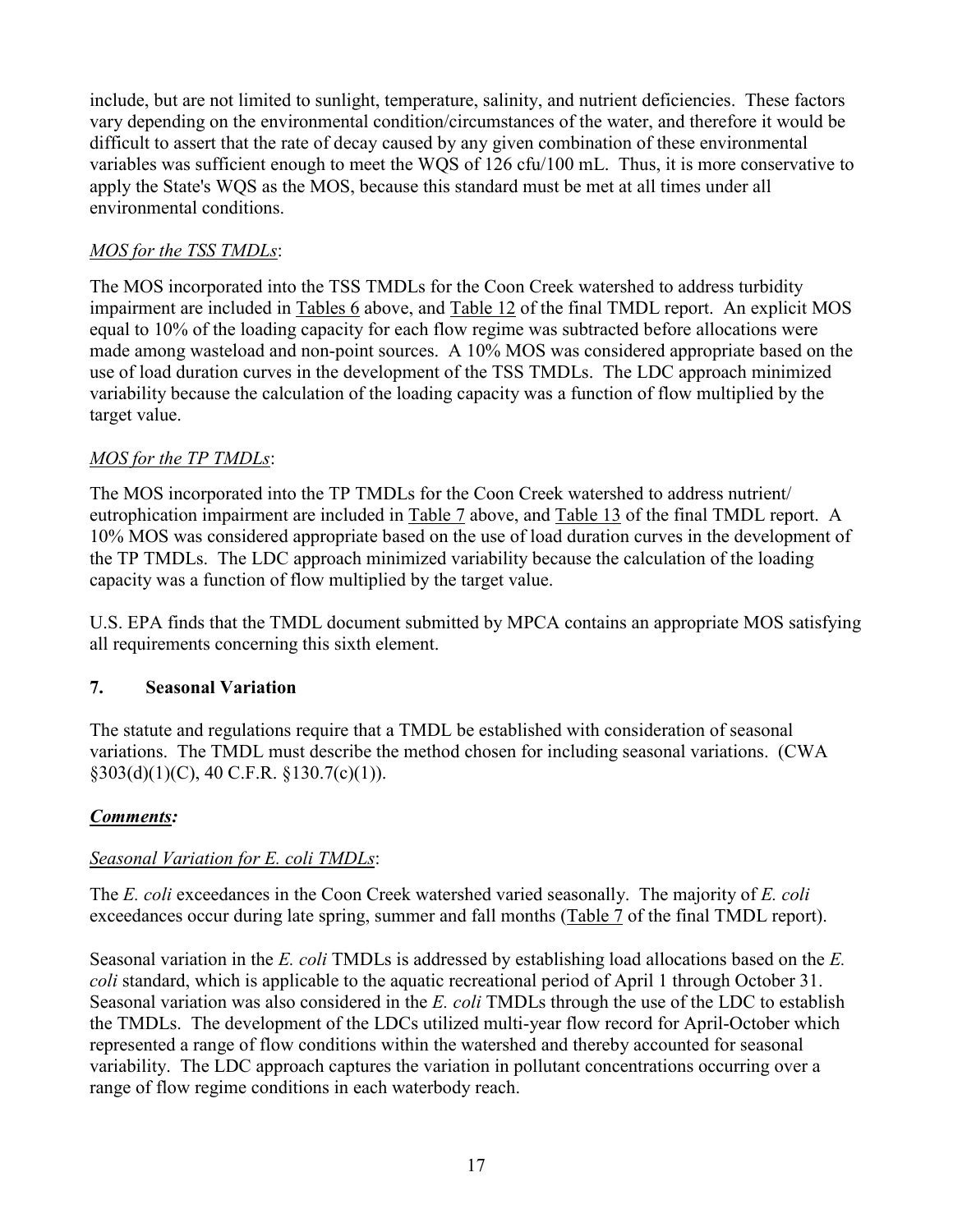include, but are not limited to sunlight, temperature, salinity, and nutrient deficiencies. These factors vary depending on the environmental condition/circumstances of the water, and therefore it would be difficult to assert that the rate of decay caused by any given combination of these environmental variables was sufficient enough to meet the WQS of 126 cfu/100 mL. Thus, it is more conservative to apply the State's WQS as the MOS, because this standard must be met at all times under all environmental conditions.

*MOS for the TSS TMDLs*:

The MOS incorporated into the TSS TMDLs for the Coon Creek watershed to address turbidity impairment are included in Tables 6 above, and Table 12 of the final TMDL report. An explicit MOS equal to 10% of the loading capacity for each flow regime was subtracted before allocations were made among wasteload and non-point sources. A 10% MOS was considered appropriate based on the use of load duration curves in the development of the TSS TMDLs. The LDC approach minimized variability because the calculation of the loading capacity was a function of flow multiplied by the target value.

*MOS for the TP TMDLs*:

The MOS incorporated into the TP TMDLs for the Coon Creek watershed to address nutrient/ eutrophication impairment are included in Table 7 above, and Table 13 of the final TMDL report. A 10% MOS was considered appropriate based on the use of load duration curves in the development of the TP TMDLs. The LDC approach minimized variability because the calculation of the loading capacity was a function of flow multiplied by the target value.

U.S. EPA finds that the TMDL document submitted by MPCA contains an appropriate MOS satisfying all requirements concerning this sixth element.

## 7. Seasonal Variation

The statute and regulations require that a TMDL be established with consideration of seasonal variations. The TMDL must describe the method chosen for including seasonal variations. (CWA §303(d)(1)(C), 40 C.F.R. §130.7(c)(1)).

***Comments:***

*Seasonal Variation for E. coli TMDLs*:

The *E. coli* exceedances in the Coon Creek watershed varied seasonally. The majority of *E. coli* exceedances occur during late spring, summer and fall months (Table 7 of the final TMDL report).

Seasonal variation in the *E. coli* TMDLs is addressed by establishing load allocations based on the *E. coli* standard, which is applicable to the aquatic recreational period of April 1 through October 31. Seasonal variation was also considered in the *E. coli* TMDLs through the use of the LDC to establish the TMDLs. The development of the LDCs utilized multi-year flow record for April-October which represented a range of flow conditions within the watershed and thereby accounted for seasonal variability. The LDC approach captures the variation in pollutant concentrations occurring over a range of flow regime conditions in each waterbody reach.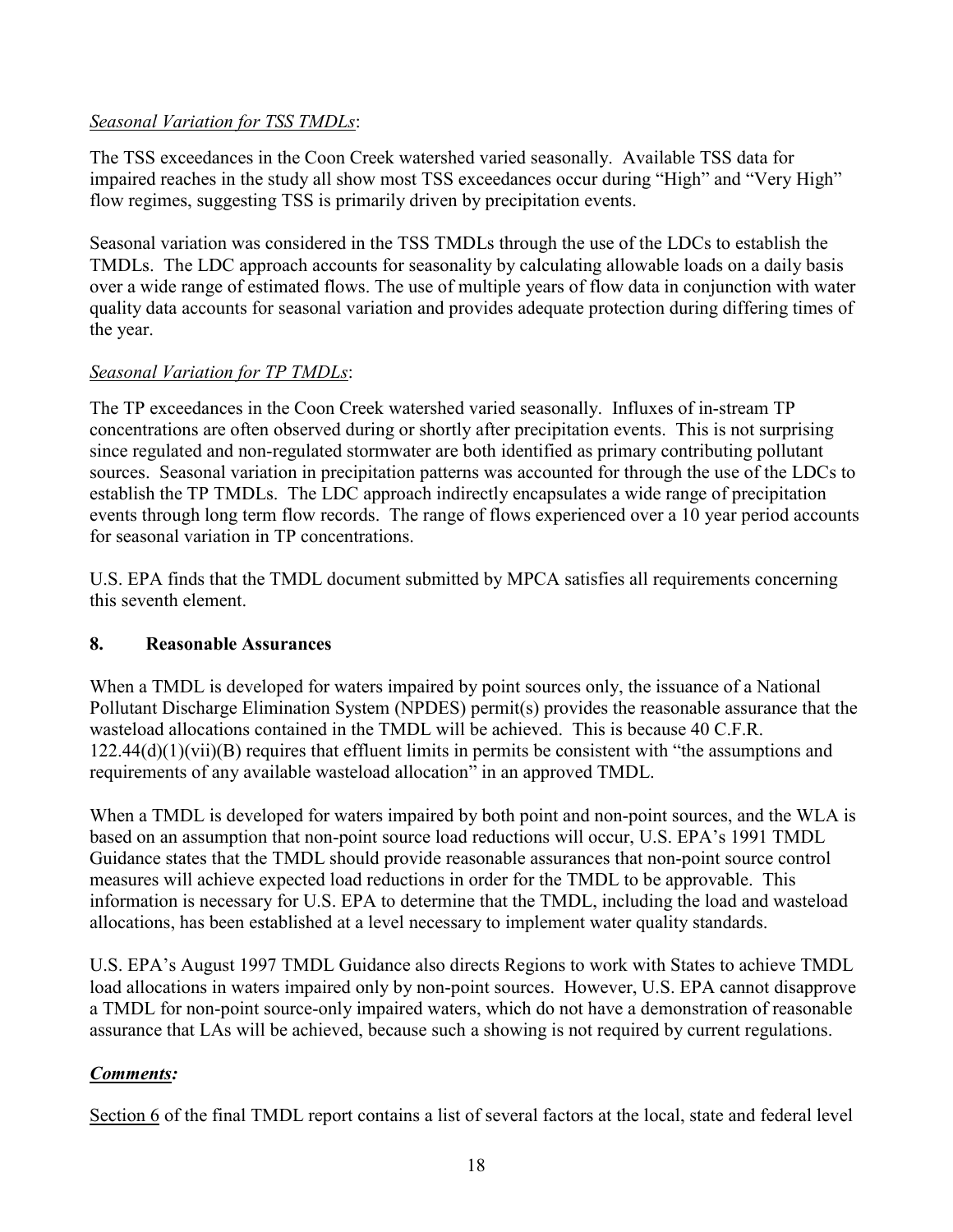*Seasonal Variation for TSS TMDLs*:

The TSS exceedances in the Coon Creek watershed varied seasonally. Available TSS data for impaired reaches in the study all show most TSS exceedances occur during "High" and "Very High" flow regimes, suggesting TSS is primarily driven by precipitation events.

Seasonal variation was considered in the TSS TMDLs through the use of the LDCs to establish the TMDLs. The LDC approach accounts for seasonality by calculating allowable loads on a daily basis over a wide range of estimated flows. The use of multiple years of flow data in conjunction with water quality data accounts for seasonal variation and provides adequate protection during differing times of the year.

*Seasonal Variation for TP TMDLs*:

The TP exceedances in the Coon Creek watershed varied seasonally. Influxes of in-stream TP concentrations are often observed during or shortly after precipitation events. This is not surprising since regulated and non-regulated stormwater are both identified as primary contributing pollutant sources. Seasonal variation in precipitation patterns was accounted for through the use of the LDCs to establish the TP TMDLs. The LDC approach indirectly encapsulates a wide range of precipitation events through long term flow records. The range of flows experienced over a 10 year period accounts for seasonal variation in TP concentrations.

U.S. EPA finds that the TMDL document submitted by MPCA satisfies all requirements concerning this seventh element.

## 8. Reasonable Assurances

When a TMDL is developed for waters impaired by point sources only, the issuance of a National Pollutant Discharge Elimination System (NPDES) permit(s) provides the reasonable assurance that the wasteload allocations contained in the TMDL will be achieved. This is because 40 C.F.R. 122.44(d)(1)(vii)(B) requires that effluent limits in permits be consistent with "the assumptions and requirements of any available wasteload allocation" in an approved TMDL.

When a TMDL is developed for waters impaired by both point and non-point sources, and the WLA is based on an assumption that non-point source load reductions will occur, U.S. EPA's 1991 TMDL Guidance states that the TMDL should provide reasonable assurances that non-point source control measures will achieve expected load reductions in order for the TMDL to be approvable. This information is necessary for U.S. EPA to determine that the TMDL, including the load and wasteload allocations, has been established at a level necessary to implement water quality standards.

U.S. EPA's August 1997 TMDL Guidance also directs Regions to work with States to achieve TMDL load allocations in waters impaired only by non-point sources. However, U.S. EPA cannot disapprove a TMDL for non-point source-only impaired waters, which do not have a demonstration of reasonable assurance that LAs will be achieved, because such a showing is not required by current regulations.

***Comments:***

Section 6 of the final TMDL report contains a list of several factors at the local, state and federal level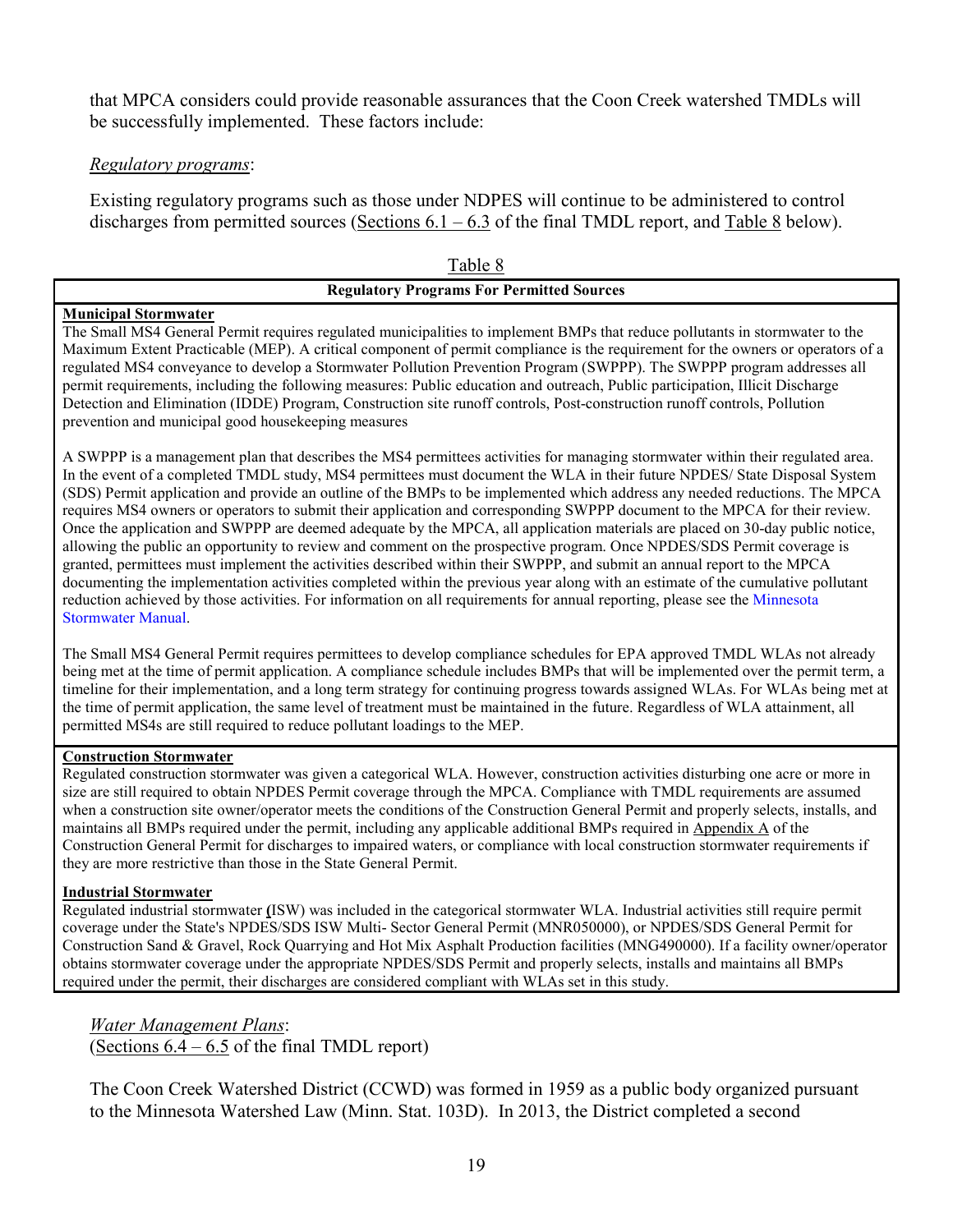that MPCA considers could provide reasonable assurances that the Coon Creek watershed TMDLs will be successfully implemented. These factors include:

*Regulatory programs*:

Existing regulatory programs such as those under NDPES will continue to be administered to control discharges from permitted sources (Sections 6.1 – 6.3 of the final TMDL report, and Table 8 below).

Table 8

| **Regulatory Programs For Permitted Sources** |
|---|
| **Municipal Stormwater**<br>The Small MS4 General Permit requires regulated municipalities to implement BMPs that reduce pollutants in stormwater to the Maximum Extent Practicable (MEP). A critical component of permit compliance is the requirement for the owners or operators of a regulated MS4 conveyance to develop a Stormwater Pollution Prevention Program (SWPPP). The SWPPP program addresses all permit requirements, including the following measures: Public education and outreach, Public participation, Illicit Discharge Detection and Elimination (IDDE) Program, Construction site runoff controls, Post-construction runoff controls, Pollution prevention and municipal good housekeeping measures<br><br>A SWPPP is a management plan that describes the MS4 permittees activities for managing stormwater within their regulated area. In the event of a completed TMDL study, MS4 permittees must document the WLA in their future NPDES/ State Disposal System (SDS) Permit application and provide an outline of the BMPs to be implemented which address any needed reductions. The MPCA requires MS4 owners or operators to submit their application and corresponding SWPPP document to the MPCA for their review. Once the application and SWPPP are deemed adequate by the MPCA, all application materials are placed on 30-day public notice, allowing the public an opportunity to review and comment on the prospective program. Once NPDES/SDS Permit coverage is granted, permittees must implement the activities described within their SWPPP, and submit an annual report to the MPCA documenting the implementation activities completed within the previous year along with an estimate of the cumulative pollutant reduction achieved by those activities. For information on all requirements for annual reporting, please see the Minnesota Stormwater Manual.<br><br>The Small MS4 General Permit requires permittees to develop compliance schedules for EPA approved TMDL WLAs not already being met at the time of permit application. A compliance schedule includes BMPs that will be implemented over the permit term, a timeline for their implementation, and a long term strategy for continuing progress towards assigned WLAs. For WLAs being met at the time of permit application, the same level of treatment must be maintained in the future. Regardless of WLA attainment, all permitted MS4s are still required to reduce pollutant loadings to the MEP. |
| **Construction Stormwater**<br>Regulated construction stormwater was given a categorical WLA. However, construction activities disturbing one acre or more in size are still required to obtain NPDES Permit coverage through the MPCA. Compliance with TMDL requirements are assumed when a construction site owner/operator meets the conditions of the Construction General Permit and properly selects, installs, and maintains all BMPs required under the permit, including any applicable additional BMPs required in Appendix A of the Construction General Permit for discharges to impaired waters, or compliance with local construction stormwater requirements if they are more restrictive than those in the State General Permit.<br><br>**Industrial Stormwater**<br>Regulated industrial stormwater (ISW) was included in the categorical stormwater WLA. Industrial activities still require permit coverage under the State's NPDES/SDS ISW Multi- Sector General Permit (MNR050000), or NPDES/SDS General Permit for Construction Sand & Gravel, Rock Quarrying and Hot Mix Asphalt Production facilities (MNG490000). If a facility owner/operator obtains stormwater coverage under the appropriate NPDES/SDS Permit and properly selects, installs and maintains all BMPs required under the permit, their discharges are considered compliant with WLAs set in this study. |

*Water Management Plans*:
(Sections 6.4 – 6.5 of the final TMDL report)

The Coon Creek Watershed District (CCWD) was formed in 1959 as a public body organized pursuant to the Minnesota Watershed Law (Minn. Stat. 103D). In 2013, the District completed a second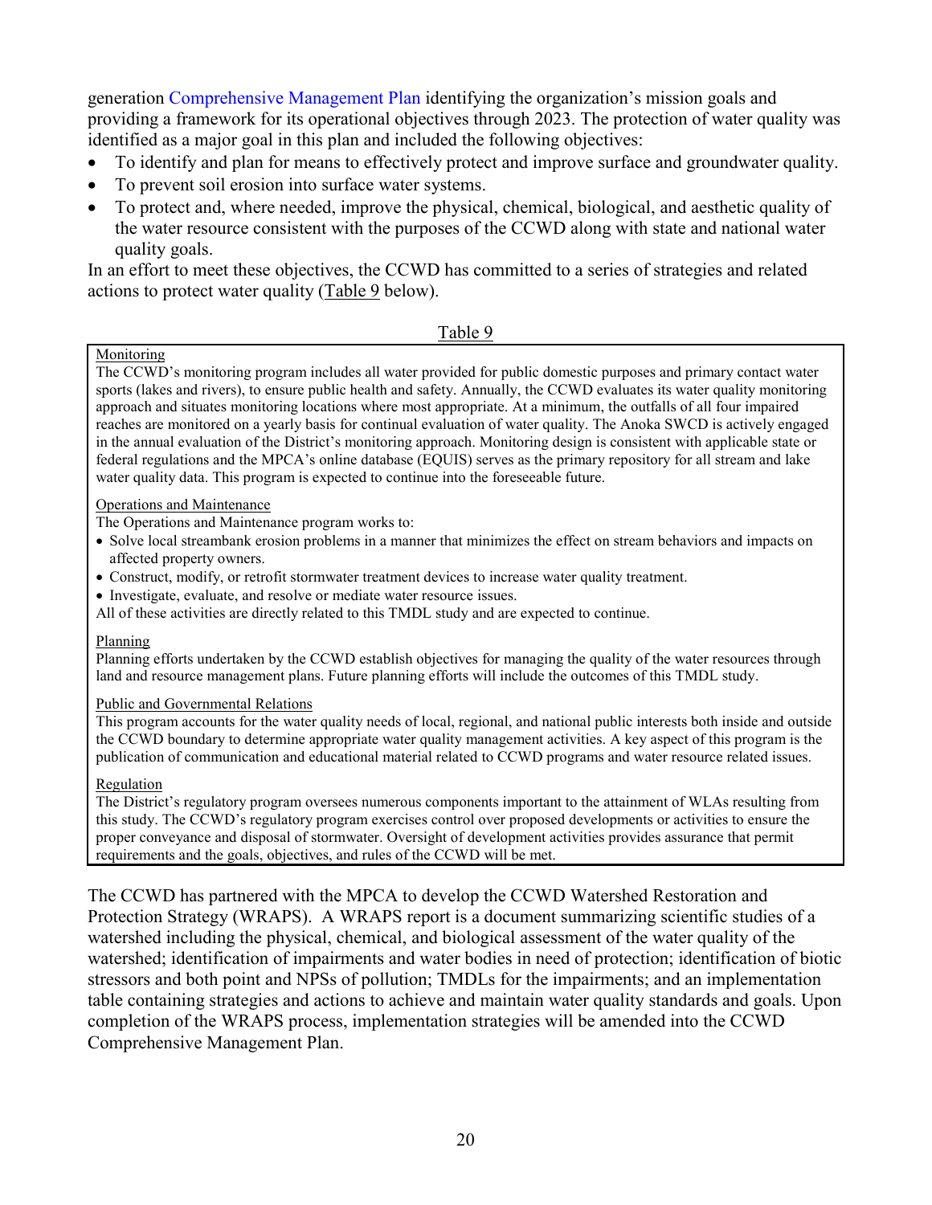generation Comprehensive Management Plan identifying the organization's mission goals and providing a framework for its operational objectives through 2023. The protection of water quality was identified as a major goal in this plan and included the following objectives:

- To identify and plan for means to effectively protect and improve surface and groundwater quality.
- To prevent soil erosion into surface water systems.
- To protect and, where needed, improve the physical, chemical, biological, and aesthetic quality of the water resource consistent with the purposes of the CCWD along with state and national water quality goals.

In an effort to meet these objectives, the CCWD has committed to a series of strategies and related actions to protect water quality (Table 9 below).

Table 9

Monitoring

The CCWD's monitoring program includes all water provided for public domestic purposes and primary contact water sports (lakes and rivers), to ensure public health and safety. Annually, the CCWD evaluates its water quality monitoring approach and situates monitoring locations where most appropriate. At a minimum, the outfalls of all four impaired reaches are monitored on a yearly basis for continual evaluation of water quality. The Anoka SWCD is actively engaged in the annual evaluation of the District's monitoring approach. Monitoring design is consistent with applicable state or federal regulations and the MPCA's online database (EQUIS) serves as the primary repository for all stream and lake water quality data. This program is expected to continue into the foreseeable future.

Operations and Maintenance

The Operations and Maintenance program works to:

- Solve local streambank erosion problems in a manner that minimizes the effect on stream behaviors and impacts on affected property owners.
- Construct, modify, or retrofit stormwater treatment devices to increase water quality treatment.
- Investigate, evaluate, and resolve or mediate water resource issues.

All of these activities are directly related to this TMDL study and are expected to continue.

Planning

Planning efforts undertaken by the CCWD establish objectives for managing the quality of the water resources through land and resource management plans. Future planning efforts will include the outcomes of this TMDL study.

Public and Governmental Relations

This program accounts for the water quality needs of local, regional, and national public interests both inside and outside the CCWD boundary to determine appropriate water quality management activities. A key aspect of this program is the publication of communication and educational material related to CCWD programs and water resource related issues.

Regulation

The District's regulatory program oversees numerous components important to the attainment of WLAs resulting from this study. The CCWD's regulatory program exercises control over proposed developments or activities to ensure the proper conveyance and disposal of stormwater. Oversight of development activities provides assurance that permit requirements and the goals, objectives, and rules of the CCWD will be met.

The CCWD has partnered with the MPCA to develop the CCWD Watershed Restoration and Protection Strategy (WRAPS). A WRAPS report is a document summarizing scientific studies of a watershed including the physical, chemical, and biological assessment of the water quality of the watershed; identification of impairments and water bodies in need of protection; identification of biotic stressors and both point and NPSs of pollution; TMDLs for the impairments; and an implementation table containing strategies and actions to achieve and maintain water quality standards and goals. Upon completion of the WRAPS process, implementation strategies will be amended into the CCWD Comprehensive Management Plan.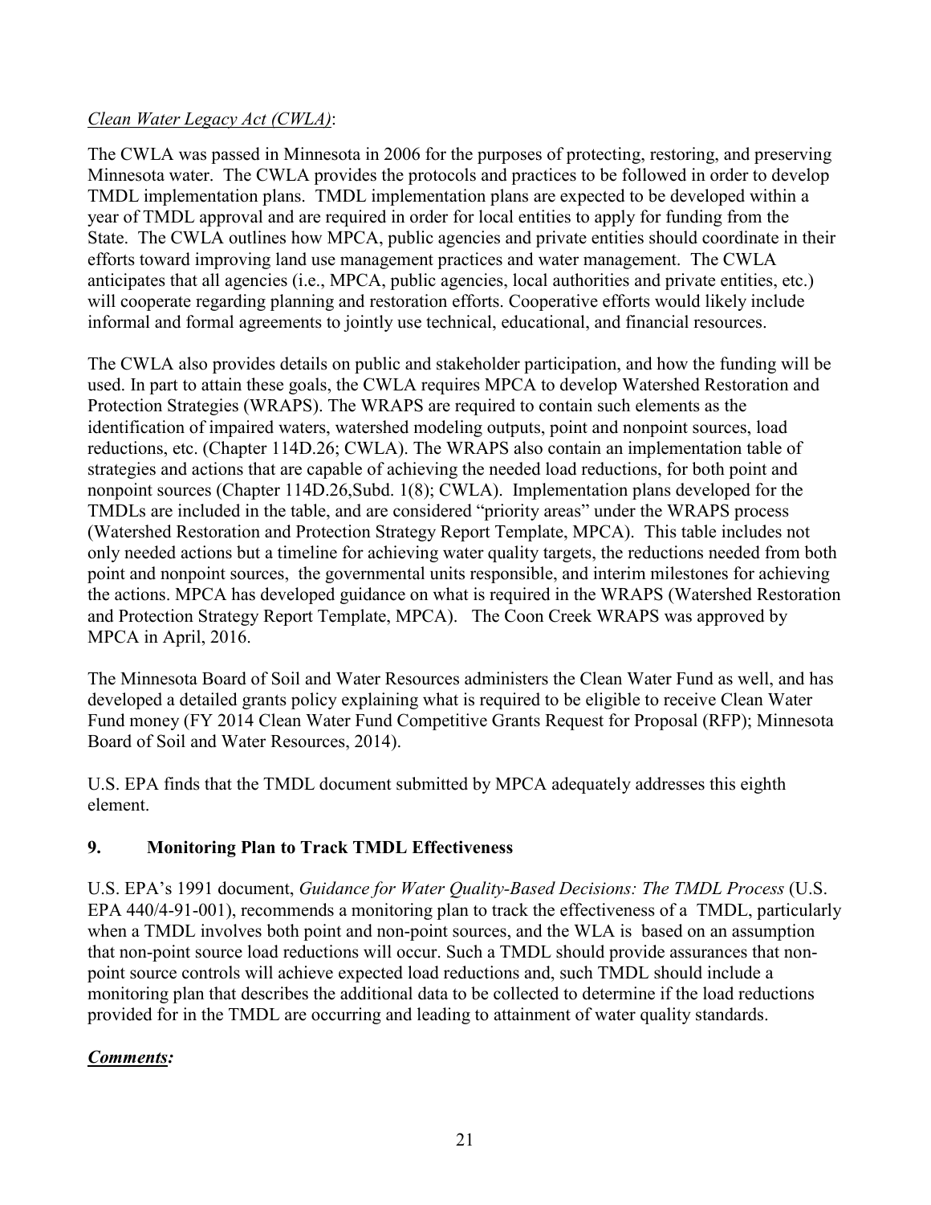*Clean Water Legacy Act (CWLA)*:

The CWLA was passed in Minnesota in 2006 for the purposes of protecting, restoring, and preserving Minnesota water. The CWLA provides the protocols and practices to be followed in order to develop TMDL implementation plans. TMDL implementation plans are expected to be developed within a year of TMDL approval and are required in order for local entities to apply for funding from the State. The CWLA outlines how MPCA, public agencies and private entities should coordinate in their efforts toward improving land use management practices and water management. The CWLA anticipates that all agencies (i.e., MPCA, public agencies, local authorities and private entities, etc.) will cooperate regarding planning and restoration efforts. Cooperative efforts would likely include informal and formal agreements to jointly use technical, educational, and financial resources.

The CWLA also provides details on public and stakeholder participation, and how the funding will be used. In part to attain these goals, the CWLA requires MPCA to develop Watershed Restoration and Protection Strategies (WRAPS). The WRAPS are required to contain such elements as the identification of impaired waters, watershed modeling outputs, point and nonpoint sources, load reductions, etc. (Chapter 114D.26; CWLA). The WRAPS also contain an implementation table of strategies and actions that are capable of achieving the needed load reductions, for both point and nonpoint sources (Chapter 114D.26,Subd. 1(8); CWLA). Implementation plans developed for the TMDLs are included in the table, and are considered "priority areas" under the WRAPS process (Watershed Restoration and Protection Strategy Report Template, MPCA). This table includes not only needed actions but a timeline for achieving water quality targets, the reductions needed from both point and nonpoint sources, the governmental units responsible, and interim milestones for achieving the actions. MPCA has developed guidance on what is required in the WRAPS (Watershed Restoration and Protection Strategy Report Template, MPCA). The Coon Creek WRAPS was approved by MPCA in April, 2016.

The Minnesota Board of Soil and Water Resources administers the Clean Water Fund as well, and has developed a detailed grants policy explaining what is required to be eligible to receive Clean Water Fund money (FY 2014 Clean Water Fund Competitive Grants Request for Proposal (RFP); Minnesota Board of Soil and Water Resources, 2014).

U.S. EPA finds that the TMDL document submitted by MPCA adequately addresses this eighth element.

## 9. Monitoring Plan to Track TMDL Effectiveness

U.S. EPA's 1991 document, *Guidance for Water Quality-Based Decisions: The TMDL Process* (U.S. EPA 440/4-91-001), recommends a monitoring plan to track the effectiveness of a TMDL, particularly when a TMDL involves both point and non-point sources, and the WLA is based on an assumption that non-point source load reductions will occur. Such a TMDL should provide assurances that non-point source controls will achieve expected load reductions and, such TMDL should include a monitoring plan that describes the additional data to be collected to determine if the load reductions provided for in the TMDL are occurring and leading to attainment of water quality standards.

***Comments:***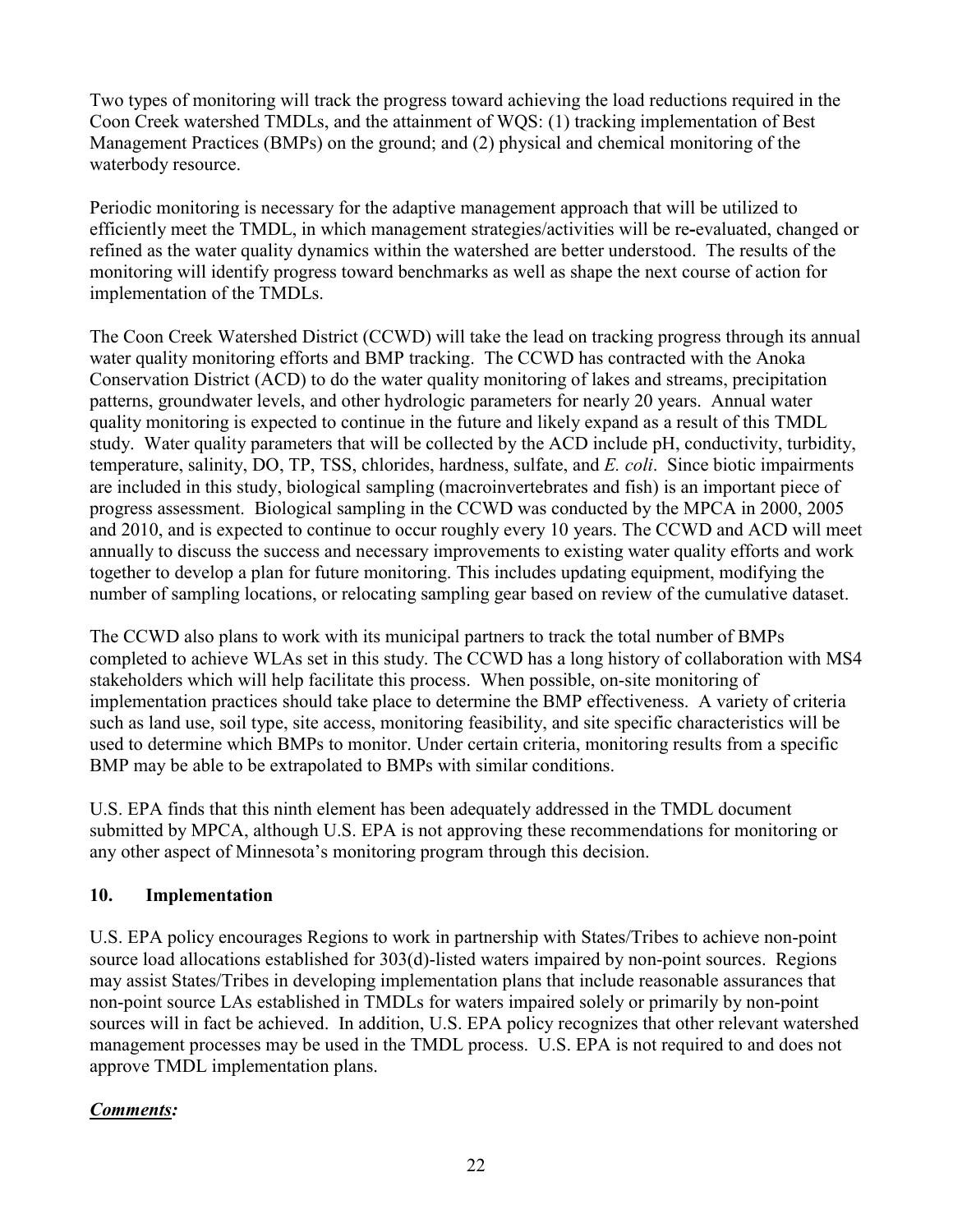Two types of monitoring will track the progress toward achieving the load reductions required in the Coon Creek watershed TMDLs, and the attainment of WQS: (1) tracking implementation of Best Management Practices (BMPs) on the ground; and (2) physical and chemical monitoring of the waterbody resource.

Periodic monitoring is necessary for the adaptive management approach that will be utilized to efficiently meet the TMDL, in which management strategies/activities will be re-evaluated, changed or refined as the water quality dynamics within the watershed are better understood. The results of the monitoring will identify progress toward benchmarks as well as shape the next course of action for implementation of the TMDLs.

The Coon Creek Watershed District (CCWD) will take the lead on tracking progress through its annual water quality monitoring efforts and BMP tracking. The CCWD has contracted with the Anoka Conservation District (ACD) to do the water quality monitoring of lakes and streams, precipitation patterns, groundwater levels, and other hydrologic parameters for nearly 20 years. Annual water quality monitoring is expected to continue in the future and likely expand as a result of this TMDL study. Water quality parameters that will be collected by the ACD include pH, conductivity, turbidity, temperature, salinity, DO, TP, TSS, chlorides, hardness, sulfate, and *E. coli*. Since biotic impairments are included in this study, biological sampling (macroinvertebrates and fish) is an important piece of progress assessment. Biological sampling in the CCWD was conducted by the MPCA in 2000, 2005 and 2010, and is expected to continue to occur roughly every 10 years. The CCWD and ACD will meet annually to discuss the success and necessary improvements to existing water quality efforts and work together to develop a plan for future monitoring. This includes updating equipment, modifying the number of sampling locations, or relocating sampling gear based on review of the cumulative dataset.

The CCWD also plans to work with its municipal partners to track the total number of BMPs completed to achieve WLAs set in this study. The CCWD has a long history of collaboration with MS4 stakeholders which will help facilitate this process. When possible, on-site monitoring of implementation practices should take place to determine the BMP effectiveness. A variety of criteria such as land use, soil type, site access, monitoring feasibility, and site specific characteristics will be used to determine which BMPs to monitor. Under certain criteria, monitoring results from a specific BMP may be able to be extrapolated to BMPs with similar conditions.

U.S. EPA finds that this ninth element has been adequately addressed in the TMDL document submitted by MPCA, although U.S. EPA is not approving these recommendations for monitoring or any other aspect of Minnesota's monitoring program through this decision.

## 10. Implementation

U.S. EPA policy encourages Regions to work in partnership with States/Tribes to achieve non-point source load allocations established for 303(d)-listed waters impaired by non-point sources. Regions may assist States/Tribes in developing implementation plans that include reasonable assurances that non-point source LAs established in TMDLs for waters impaired solely or primarily by non-point sources will in fact be achieved. In addition, U.S. EPA policy recognizes that other relevant watershed management processes may be used in the TMDL process. U.S. EPA is not required to and does not approve TMDL implementation plans.

***Comments:***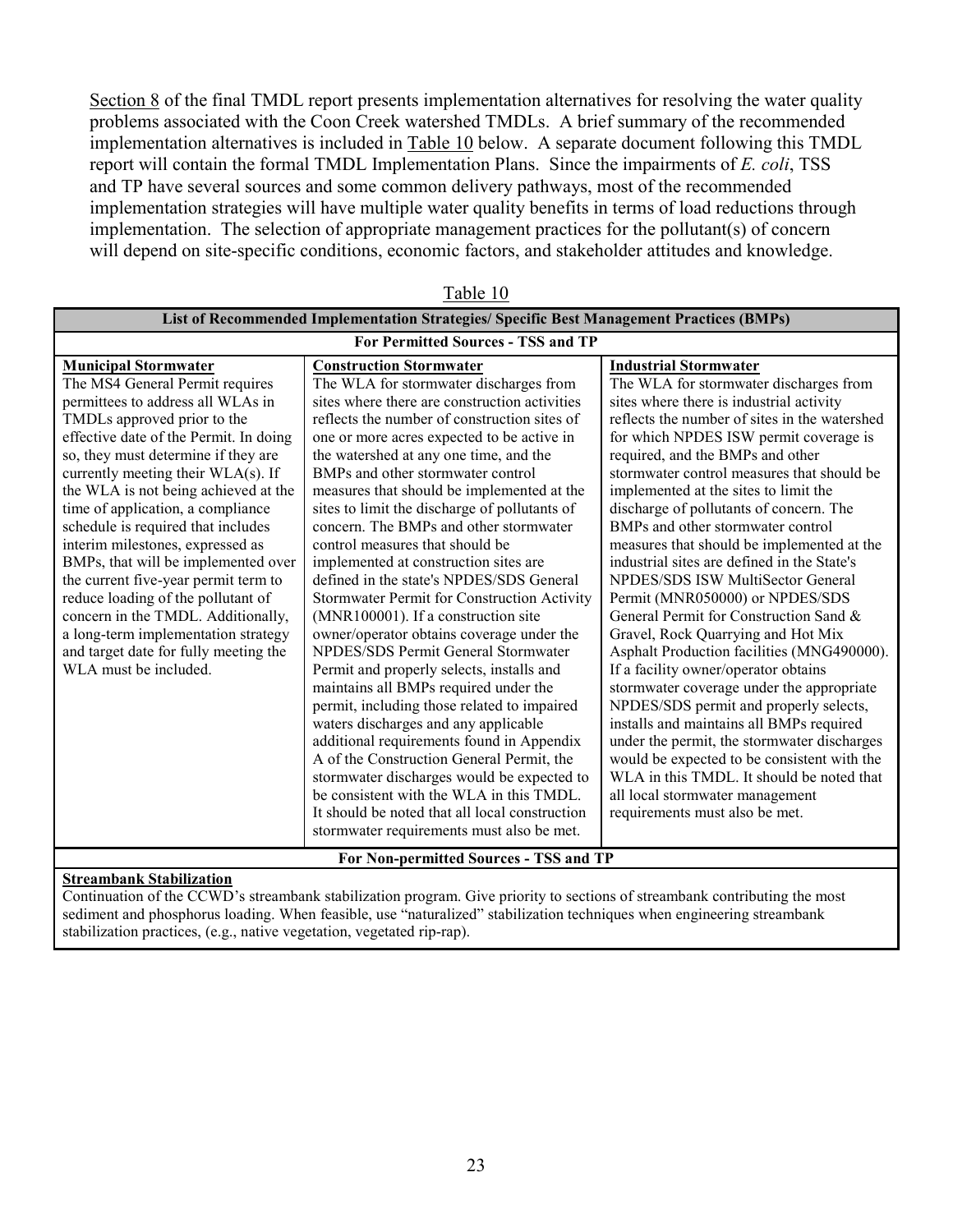Section 8 of the final TMDL report presents implementation alternatives for resolving the water quality problems associated with the Coon Creek watershed TMDLs. A brief summary of the recommended implementation alternatives is included in Table 10 below. A separate document following this TMDL report will contain the formal TMDL Implementation Plans. Since the impairments of *E. coli*, TSS and TP have several sources and some common delivery pathways, most of the recommended implementation strategies will have multiple water quality benefits in terms of load reductions through implementation. The selection of appropriate management practices for the pollutant(s) of concern will depend on site-specific conditions, economic factors, and stakeholder attitudes and knowledge.

Table 10

| **List of Recommended Implementation Strategies/ Specific Best Management Practices (BMPs)** | | |
|---|---|---|
| **For Permitted Sources - TSS and TP** | | |
| **Municipal Stormwater**<br>The MS4 General Permit requires permittees to address all WLAs in TMDLs approved prior to the effective date of the Permit. In doing so, they must determine if they are currently meeting their WLA(s). If the WLA is not being achieved at the time of application, a compliance schedule is required that includes interim milestones, expressed as BMPs, that will be implemented over the current five-year permit term to reduce loading of the pollutant of concern in the TMDL. Additionally, a long-term implementation strategy and target date for fully meeting the WLA must be included. | **Construction Stormwater**<br>The WLA for stormwater discharges from sites where there are construction activities reflects the number of construction sites of one or more acres expected to be active in the watershed at any one time, and the BMPs and other stormwater control measures that should be implemented at the sites to limit the discharge of pollutants of concern. The BMPs and other stormwater control measures that should be implemented at construction sites are defined in the state's NPDES/SDS General Stormwater Permit for Construction Activity (MNR100001). If a construction site owner/operator obtains coverage under the NPDES/SDS Permit General Stormwater Permit and properly selects, installs and maintains all BMPs required under the permit, including those related to impaired waters discharges and any applicable additional requirements found in Appendix A of the Construction General Permit, the stormwater discharges would be expected to be consistent with the WLA in this TMDL. It should be noted that all local construction stormwater requirements must also be met. | **Industrial Stormwater**<br>The WLA for stormwater discharges from sites where there is industrial activity reflects the number of sites in the watershed for which NPDES ISW permit coverage is required, and the BMPs and other stormwater control measures that should be implemented at the sites to limit the discharge of pollutants of concern. The BMPs and other stormwater control measures that should be implemented at the industrial sites are defined in the State's NPDES/SDS ISW MultiSector General Permit (MNR050000) or NPDES/SDS General Permit for Construction Sand & Gravel, Rock Quarrying and Hot Mix Asphalt Production facilities (MNG490000). If a facility owner/operator obtains stormwater coverage under the appropriate NPDES/SDS permit and properly selects, installs and maintains all BMPs required under the permit, the stormwater discharges would be expected to be consistent with the WLA in this TMDL. It should be noted that all local stormwater management requirements must also be met. |
| **For Non-permitted Sources - TSS and TP** | | |
| **Streambank Stabilization**<br>Continuation of the CCWD's streambank stabilization program. Give priority to sections of streambank contributing the most sediment and phosphorus loading. When feasible, use "naturalized" stabilization techniques when engineering streambank stabilization practices, (e.g., native vegetation, vegetated rip-rap). | | |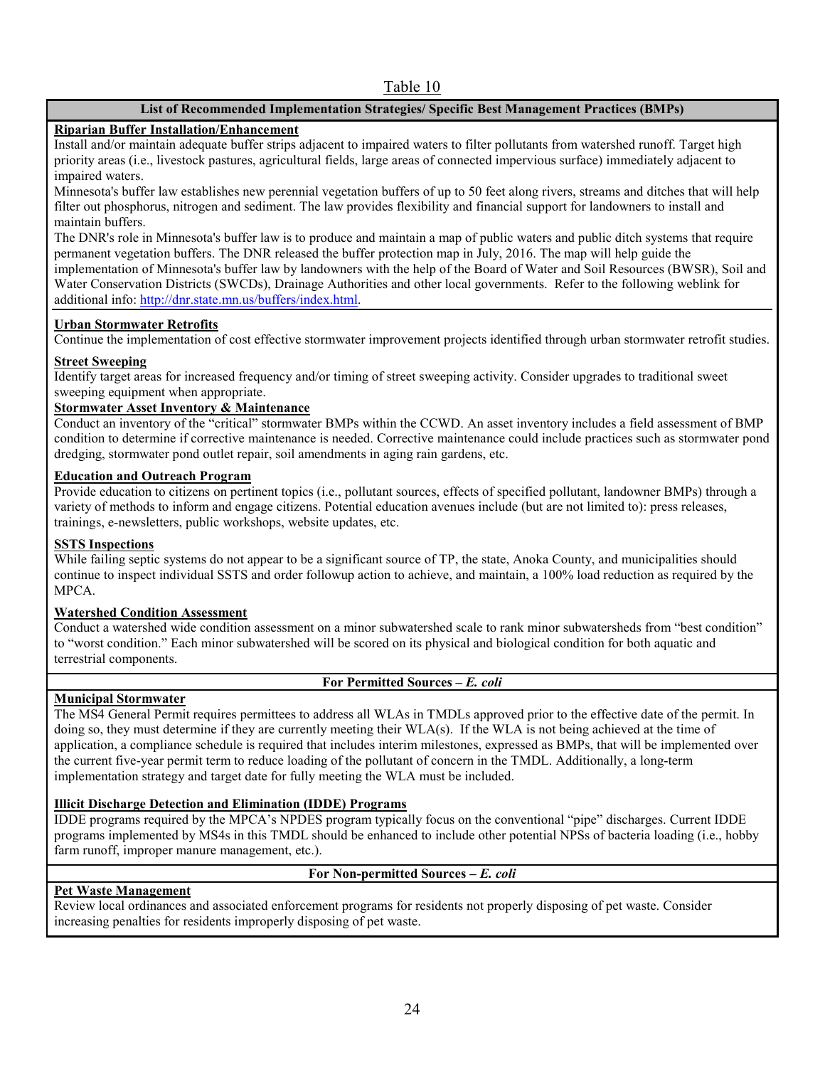Table 10

**List of Recommended Implementation Strategies/ Specific Best Management Practices (BMPs)**

**Riparian Buffer Installation/Enhancement**

Install and/or maintain adequate buffer strips adjacent to impaired waters to filter pollutants from watershed runoff. Target high priority areas (i.e., livestock pastures, agricultural fields, large areas of connected impervious surface) immediately adjacent to impaired waters.

Minnesota's buffer law establishes new perennial vegetation buffers of up to 50 feet along rivers, streams and ditches that will help filter out phosphorus, nitrogen and sediment. The law provides flexibility and financial support for landowners to install and maintain buffers.

The DNR's role in Minnesota's buffer law is to produce and maintain a map of public waters and public ditch systems that require permanent vegetation buffers. The DNR released the buffer protection map in July, 2016. The map will help guide the implementation of Minnesota's buffer law by landowners with the help of the Board of Water and Soil Resources (BWSR), Soil and Water Conservation Districts (SWCDs), Drainage Authorities and other local governments. Refer to the following weblink for additional info: http://dnr.state.mn.us/buffers/index.html.

**Urban Stormwater Retrofits**

Continue the implementation of cost effective stormwater improvement projects identified through urban stormwater retrofit studies.

**Street Sweeping**

Identify target areas for increased frequency and/or timing of street sweeping activity. Consider upgrades to traditional sweet sweeping equipment when appropriate.

**Stormwater Asset Inventory & Maintenance**

Conduct an inventory of the "critical" stormwater BMPs within the CCWD. An asset inventory includes a field assessment of BMP condition to determine if corrective maintenance is needed. Corrective maintenance could include practices such as stormwater pond dredging, stormwater pond outlet repair, soil amendments in aging rain gardens, etc.

**Education and Outreach Program**

Provide education to citizens on pertinent topics (i.e., pollutant sources, effects of specified pollutant, landowner BMPs) through a variety of methods to inform and engage citizens. Potential education avenues include (but are not limited to): press releases, trainings, e-newsletters, public workshops, website updates, etc.

**SSTS Inspections**

While failing septic systems do not appear to be a significant source of TP, the state, Anoka County, and municipalities should continue to inspect individual SSTS and order followup action to achieve, and maintain, a 100% load reduction as required by the MPCA.

**Watershed Condition Assessment**

Conduct a watershed wide condition assessment on a minor subwatershed scale to rank minor subwatersheds from "best condition" to "worst condition." Each minor subwatershed will be scored on its physical and biological condition for both aquatic and terrestrial components.

**For Permitted Sources – *E. coli***

**Municipal Stormwater**

The MS4 General Permit requires permittees to address all WLAs in TMDLs approved prior to the effective date of the permit. In doing so, they must determine if they are currently meeting their WLA(s). If the WLA is not being achieved at the time of application, a compliance schedule is required that includes interim milestones, expressed as BMPs, that will be implemented over the current five-year permit term to reduce loading of the pollutant of concern in the TMDL. Additionally, a long-term implementation strategy and target date for fully meeting the WLA must be included.

**Illicit Discharge Detection and Elimination (IDDE) Programs**

IDDE programs required by the MPCA's NPDES program typically focus on the conventional "pipe" discharges. Current IDDE programs implemented by MS4s in this TMDL should be enhanced to include other potential NPSs of bacteria loading (i.e., hobby farm runoff, improper manure management, etc.).

**For Non-permitted Sources – *E. coli***

**Pet Waste Management**

Review local ordinances and associated enforcement programs for residents not properly disposing of pet waste. Consider increasing penalties for residents improperly disposing of pet waste.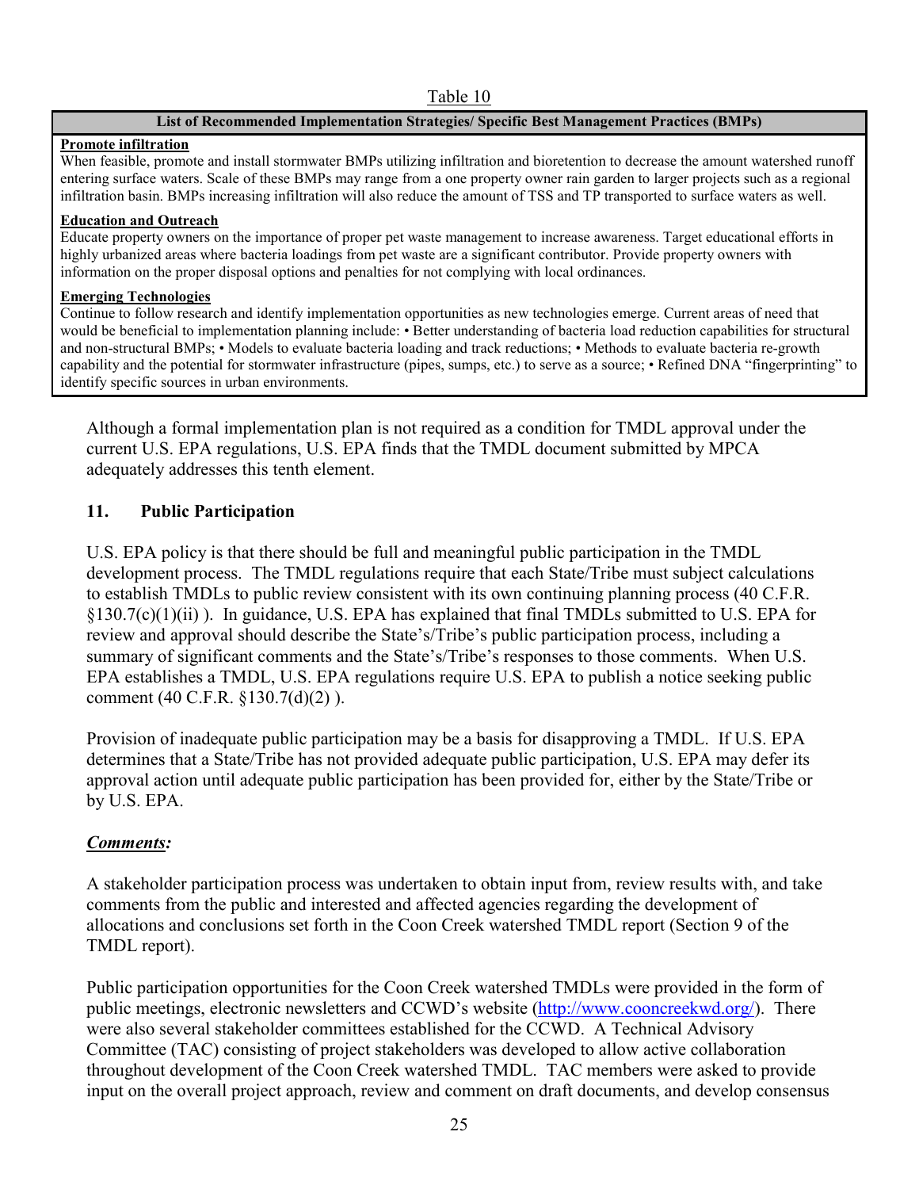Table 10

| List of Recommended Implementation Strategies/ Specific Best Management Practices (BMPs) |
|---|
| **Promote infiltration**<br>When feasible, promote and install stormwater BMPs utilizing infiltration and bioretention to decrease the amount watershed runoff entering surface waters. Scale of these BMPs may range from a one property owner rain garden to larger projects such as a regional infiltration basin. BMPs increasing infiltration will also reduce the amount of TSS and TP transported to surface waters as well. |
| **Education and Outreach**<br>Educate property owners on the importance of proper pet waste management to increase awareness. Target educational efforts in highly urbanized areas where bacteria loadings from pet waste are a significant contributor. Provide property owners with information on the proper disposal options and penalties for not complying with local ordinances. |
| **Emerging Technologies**<br>Continue to follow research and identify implementation opportunities as new technologies emerge. Current areas of need that would be beneficial to implementation planning include: • Better understanding of bacteria load reduction capabilities for structural and non-structural BMPs; • Models to evaluate bacteria loading and track reductions; • Methods to evaluate bacteria re-growth capability and the potential for stormwater infrastructure (pipes, sumps, etc.) to serve as a source; • Refined DNA "fingerprinting" to identify specific sources in urban environments. |

Although a formal implementation plan is not required as a condition for TMDL approval under the current U.S. EPA regulations, U.S. EPA finds that the TMDL document submitted by MPCA adequately addresses this tenth element.

## 11. Public Participation

U.S. EPA policy is that there should be full and meaningful public participation in the TMDL development process. The TMDL regulations require that each State/Tribe must subject calculations to establish TMDLs to public review consistent with its own continuing planning process (40 C.F.R. §130.7(c)(1)(ii) ). In guidance, U.S. EPA has explained that final TMDLs submitted to U.S. EPA for review and approval should describe the State's/Tribe's public participation process, including a summary of significant comments and the State's/Tribe's responses to those comments. When U.S. EPA establishes a TMDL, U.S. EPA regulations require U.S. EPA to publish a notice seeking public comment (40 C.F.R. §130.7(d)(2) ).

Provision of inadequate public participation may be a basis for disapproving a TMDL. If U.S. EPA determines that a State/Tribe has not provided adequate public participation, U.S. EPA may defer its approval action until adequate public participation has been provided for, either by the State/Tribe or by U.S. EPA.

***Comments:***

A stakeholder participation process was undertaken to obtain input from, review results with, and take comments from the public and interested and affected agencies regarding the development of allocations and conclusions set forth in the Coon Creek watershed TMDL report (Section 9 of the TMDL report).

Public participation opportunities for the Coon Creek watershed TMDLs were provided in the form of public meetings, electronic newsletters and CCWD's website (http://www.cooncreekwd.org/). There were also several stakeholder committees established for the CCWD. A Technical Advisory Committee (TAC) consisting of project stakeholders was developed to allow active collaboration throughout development of the Coon Creek watershed TMDL. TAC members were asked to provide input on the overall project approach, review and comment on draft documents, and develop consensus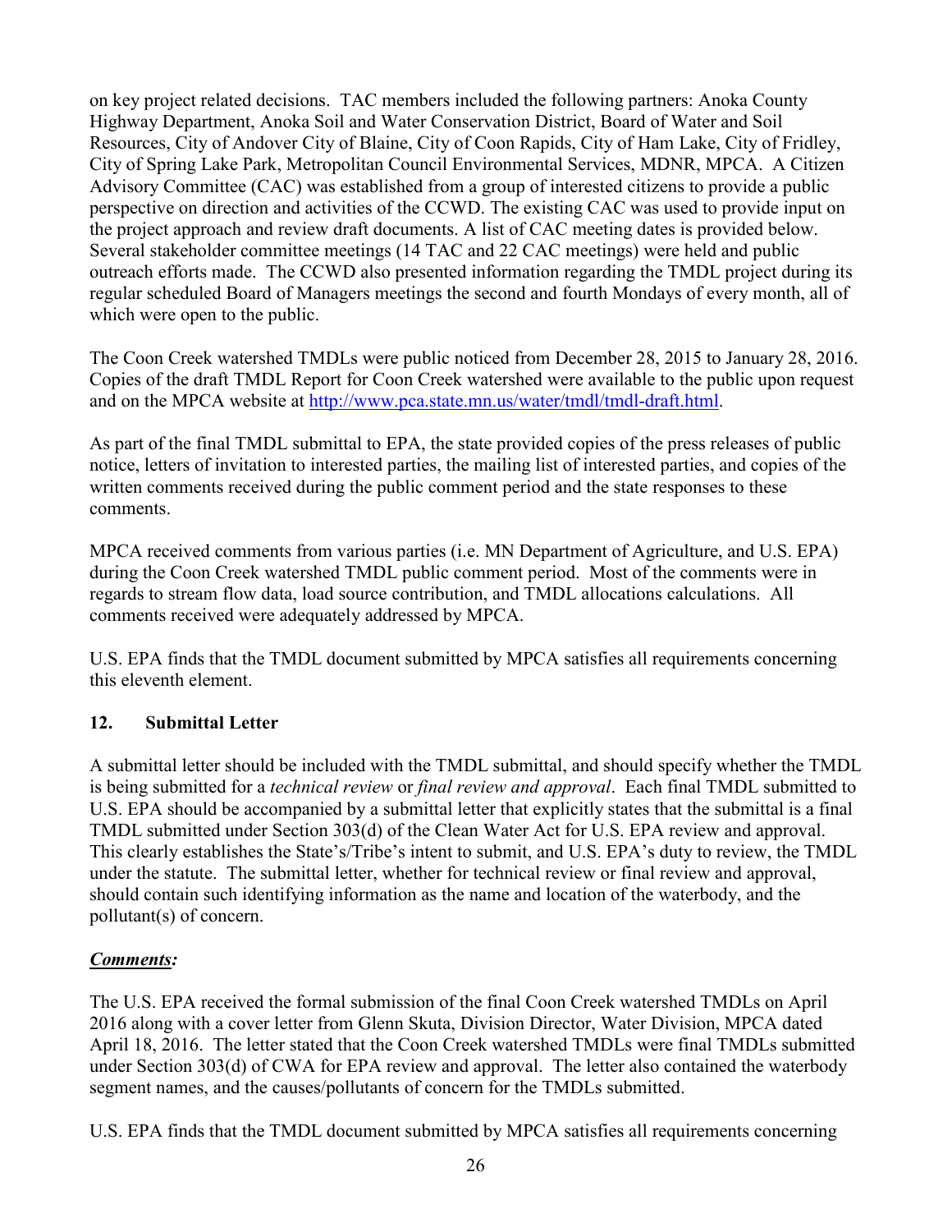on key project related decisions. TAC members included the following partners: Anoka County Highway Department, Anoka Soil and Water Conservation District, Board of Water and Soil Resources, City of Andover City of Blaine, City of Coon Rapids, City of Ham Lake, City of Fridley, City of Spring Lake Park, Metropolitan Council Environmental Services, MDNR, MPCA. A Citizen Advisory Committee (CAC) was established from a group of interested citizens to provide a public perspective on direction and activities of the CCWD. The existing CAC was used to provide input on the project approach and review draft documents. A list of CAC meeting dates is provided below. Several stakeholder committee meetings (14 TAC and 22 CAC meetings) were held and public outreach efforts made. The CCWD also presented information regarding the TMDL project during its regular scheduled Board of Managers meetings the second and fourth Mondays of every month, all of which were open to the public.

The Coon Creek watershed TMDLs were public noticed from December 28, 2015 to January 28, 2016. Copies of the draft TMDL Report for Coon Creek watershed were available to the public upon request and on the MPCA website at http://www.pca.state.mn.us/water/tmdl/tmdl-draft.html.

As part of the final TMDL submittal to EPA, the state provided copies of the press releases of public notice, letters of invitation to interested parties, the mailing list of interested parties, and copies of the written comments received during the public comment period and the state responses to these comments.

MPCA received comments from various parties (i.e. MN Department of Agriculture, and U.S. EPA) during the Coon Creek watershed TMDL public comment period. Most of the comments were in regards to stream flow data, load source contribution, and TMDL allocations calculations. All comments received were adequately addressed by MPCA.

U.S. EPA finds that the TMDL document submitted by MPCA satisfies all requirements concerning this eleventh element.

### 12. Submittal Letter

A submittal letter should be included with the TMDL submittal, and should specify whether the TMDL is being submitted for a *technical review* or *final review and approval*. Each final TMDL submitted to U.S. EPA should be accompanied by a submittal letter that explicitly states that the submittal is a final TMDL submitted under Section 303(d) of the Clean Water Act for U.S. EPA review and approval. This clearly establishes the State's/Tribe's intent to submit, and U.S. EPA's duty to review, the TMDL under the statute. The submittal letter, whether for technical review or final review and approval, should contain such identifying information as the name and location of the waterbody, and the pollutant(s) of concern.

***Comments:***

The U.S. EPA received the formal submission of the final Coon Creek watershed TMDLs on April 2016 along with a cover letter from Glenn Skuta, Division Director, Water Division, MPCA dated April 18, 2016. The letter stated that the Coon Creek watershed TMDLs were final TMDLs submitted under Section 303(d) of CWA for EPA review and approval. The letter also contained the waterbody segment names, and the causes/pollutants of concern for the TMDLs submitted.

U.S. EPA finds that the TMDL document submitted by MPCA satisfies all requirements concerning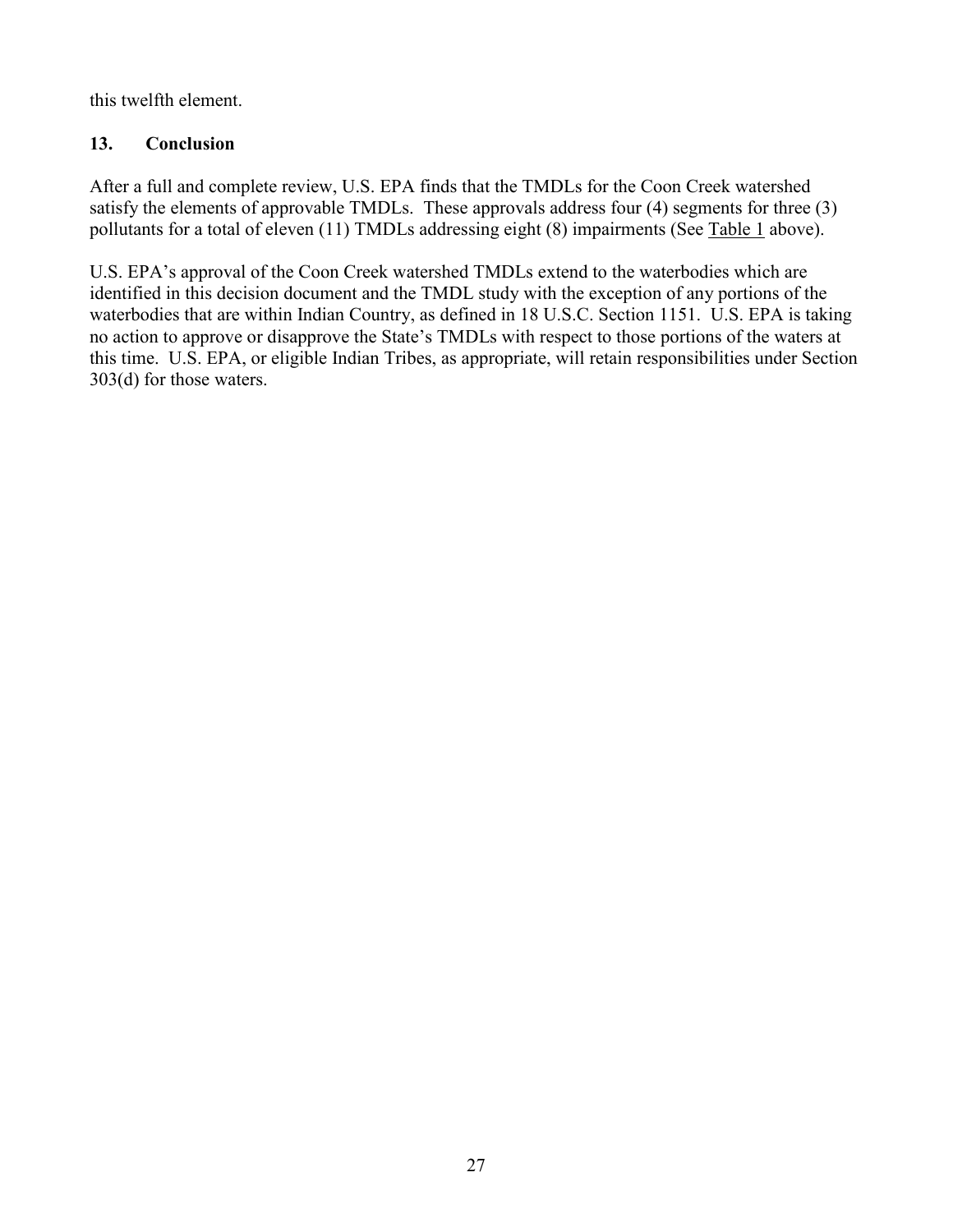this twelfth element.

## 13. Conclusion

After a full and complete review, U.S. EPA finds that the TMDLs for the Coon Creek watershed satisfy the elements of approvable TMDLs. These approvals address four (4) segments for three (3) pollutants for a total of eleven (11) TMDLs addressing eight (8) impairments (See Table 1 above).

U.S. EPA's approval of the Coon Creek watershed TMDLs extend to the waterbodies which are identified in this decision document and the TMDL study with the exception of any portions of the waterbodies that are within Indian Country, as defined in 18 U.S.C. Section 1151. U.S. EPA is taking no action to approve or disapprove the State's TMDLs with respect to those portions of the waters at this time. U.S. EPA, or eligible Indian Tribes, as appropriate, will retain responsibilities under Section 303(d) for those waters.